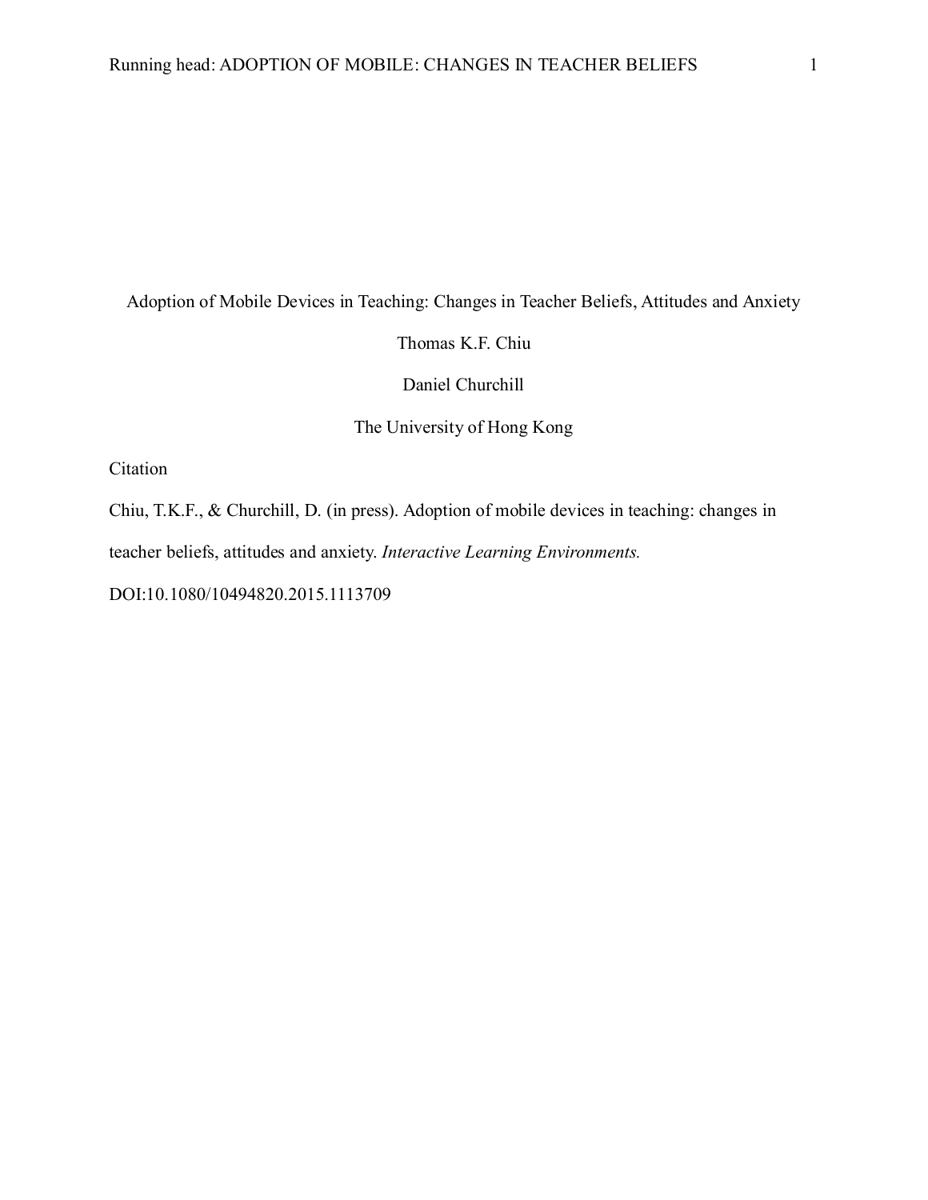# Adoption of Mobile Devices in Teaching: Changes in Teacher Beliefs, Attitudes and Anxiety

Thomas K.F. Chiu

Daniel Churchill

The University of Hong Kong

Citation

Chiu, T.K.F., & Churchill, D. (in press). Adoption of mobile devices in teaching: changes in teacher beliefs, attitudes and anxiety. *Interactive Learning Environments.*

DOI:10.1080/10494820.2015.1113709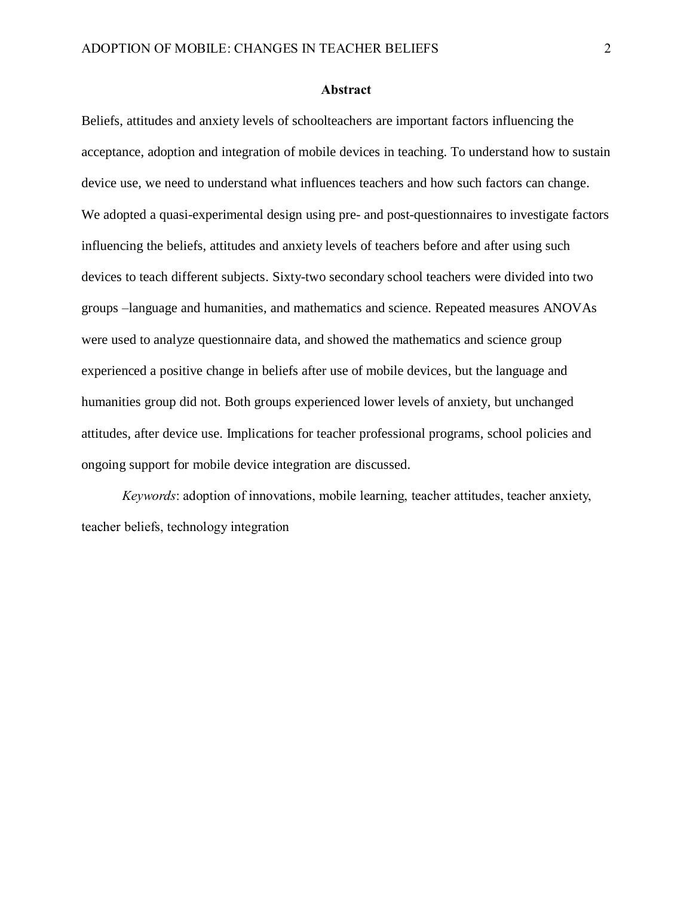## Abstract

Beliefs, attitudes and anxiety levels of schoolteachers are important factors influencing the acceptance, adoption and integration of mobile devices in teaching. To understand how to sustain device use, we need to understand what influences teachers and how such factors can change. We adopted a quasi-experimental design using pre- and post-questionnaires to investigate factors influencing the beliefs, attitudes and anxiety levels of teachers before and after using such devices to teach different subjects. Sixty-two secondary school teachers were divided into two groups –language and humanities, and mathematics and science. Repeated measures ANOVAs were used to analyze questionnaire data, and showed the mathematics and science group experienced a positive change in beliefs after use of mobile devices, but the language and humanities group did not. Both groups experienced lower levels of anxiety, but unchanged attitudes, after device use. Implications for teacher professional programs, school policies and ongoing support for mobile device integration are discussed.

*Keywords*: adoption of innovations, mobile learning, teacher attitudes, teacher anxiety, teacher beliefs, technology integration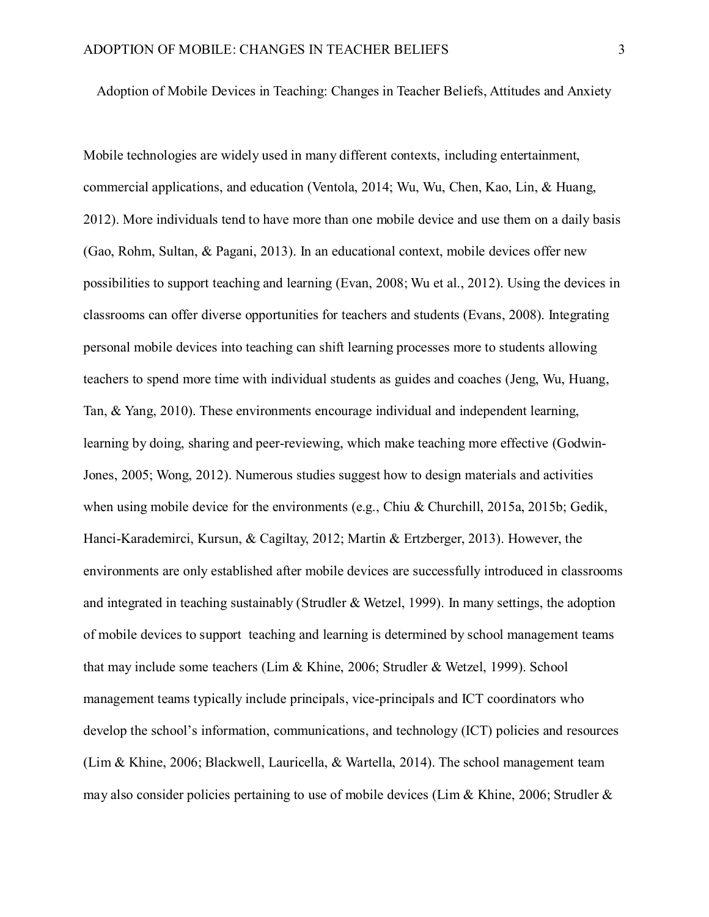# Adoption of Mobile Devices in Teaching: Changes in Teacher Beliefs, Attitudes and Anxiety

Mobile technologies are widely used in many different contexts, including entertainment, commercial applications, and education (Ventola, 2014; Wu, Wu, Chen, Kao, Lin, & Huang, 2012). More individuals tend to have more than one mobile device and use them on a daily basis (Gao, Rohm, Sultan, & Pagani, 2013). In an educational context, mobile devices offer new possibilities to support teaching and learning (Evan, 2008; Wu et al., 2012). Using the devices in classrooms can offer diverse opportunities for teachers and students (Evans, 2008). Integrating personal mobile devices into teaching can shift learning processes more to students allowing teachers to spend more time with individual students as guides and coaches (Jeng, Wu, Huang, Tan, & Yang, 2010). These environments encourage individual and independent learning, learning by doing, sharing and peer-reviewing, which make teaching more effective (Godwin-Jones, 2005; Wong, 2012). Numerous studies suggest how to design materials and activities when using mobile device for the environments (e.g., Chiu & Churchill, 2015a, 2015b; Gedik, Hanci-Karademirci, Kursun, & Cagiltay, 2012; Martin & Ertzberger, 2013). However, the environments are only established after mobile devices are successfully introduced in classrooms and integrated in teaching sustainably (Strudler & Wetzel, 1999). In many settings, the adoption of mobile devices to support teaching and learning is determined by school management teams that may include some teachers (Lim & Khine, 2006; Strudler & Wetzel, 1999). School management teams typically include principals, vice-principals and ICT coordinators who develop the school's information, communications, and technology (ICT) policies and resources (Lim & Khine, 2006; Blackwell, Lauricella, & Wartella, 2014). The school management team may also consider policies pertaining to use of mobile devices (Lim & Khine, 2006; Strudler &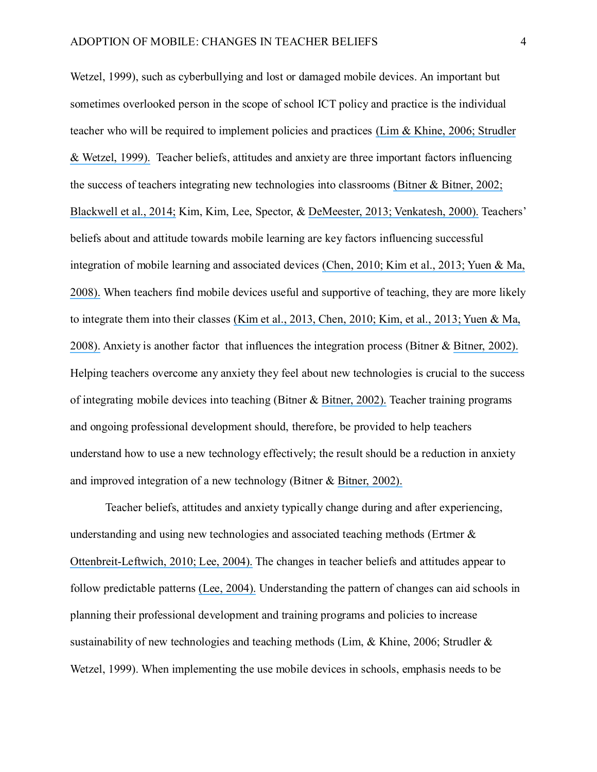Wetzel, 1999), such as cyberbullying and lost or damaged mobile devices. An important but sometimes overlooked person in the scope of school ICT policy and practice is the individual teacher who will be required to implement policies and practices (Lim & Khine, 2006; Strudler & Wetzel, 1999). Teacher beliefs, attitudes and anxiety are three important factors influencing the success of teachers integrating new technologies into classrooms (Bitner & Bitner, 2002; Blackwell et al., 2014; Kim, Kim, Lee, Spector, & DeMeester, 2013; Venkatesh, 2000). Teachers' beliefs about and attitude towards mobile learning are key factors influencing successful integration of mobile learning and associated devices (Chen, 2010; Kim et al., 2013; Yuen & Ma, 2008). When teachers find mobile devices useful and supportive of teaching, they are more likely to integrate them into their classes (Kim et al., 2013, Chen, 2010; Kim, et al., 2013; Yuen & Ma, 2008). Anxiety is another factor that influences the integration process (Bitner & Bitner, 2002). Helping teachers overcome any anxiety they feel about new technologies is crucial to the success of integrating mobile devices into teaching (Bitner & Bitner, 2002). Teacher training programs and ongoing professional development should, therefore, be provided to help teachers understand how to use a new technology effectively; the result should be a reduction in anxiety and improved integration of a new technology (Bitner & Bitner, 2002).

Teacher beliefs, attitudes and anxiety typically change during and after experiencing, understanding and using new technologies and associated teaching methods (Ertmer & Ottenbreit-Leftwich, 2010; Lee, 2004). The changes in teacher beliefs and attitudes appear to follow predictable patterns (Lee, 2004). Understanding the pattern of changes can aid schools in planning their professional development and training programs and policies to increase sustainability of new technologies and teaching methods (Lim, & Khine, 2006; Strudler & Wetzel, 1999). When implementing the use mobile devices in schools, emphasis needs to be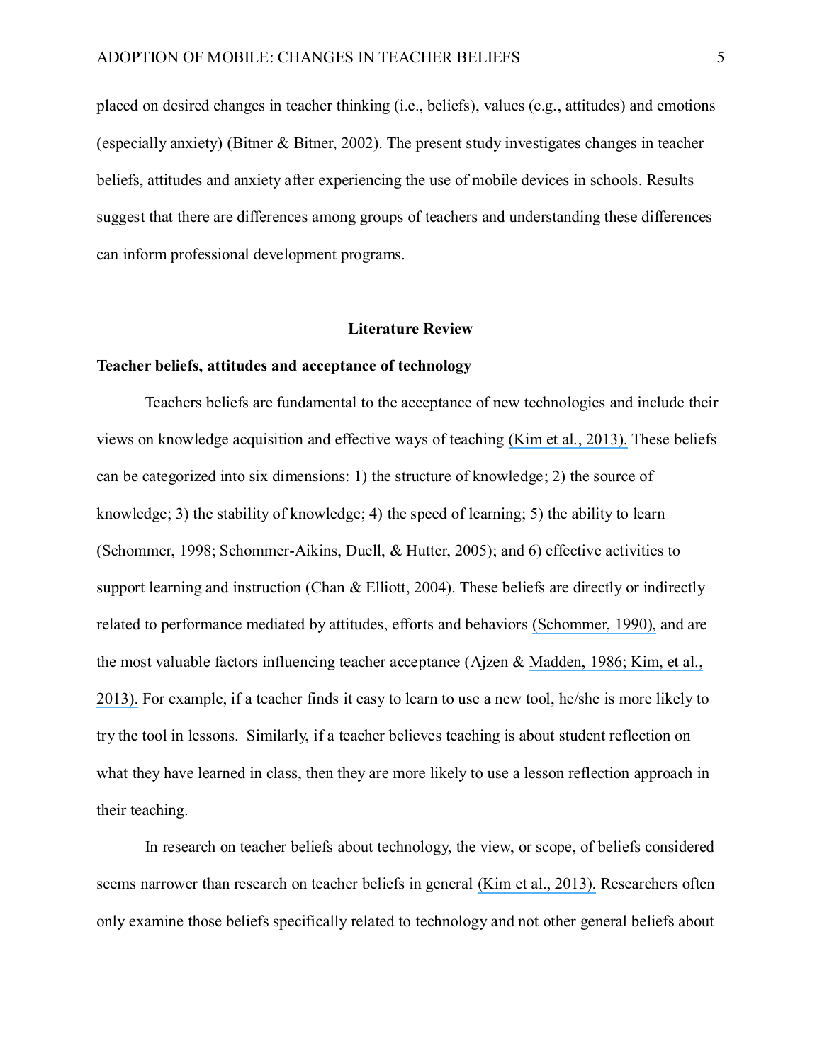placed on desired changes in teacher thinking (i.e., beliefs), values (e.g., attitudes) and emotions (especially anxiety) (Bitner & Bitner, 2002). The present study investigates changes in teacher beliefs, attitudes and anxiety after experiencing the use of mobile devices in schools. Results suggest that there are differences among groups of teachers and understanding these differences can inform professional development programs.

## Literature Review

### Teacher beliefs, attitudes and acceptance of technology

Teachers beliefs are fundamental to the acceptance of new technologies and include their views on knowledge acquisition and effective ways of teaching (Kim et al., 2013). These beliefs can be categorized into six dimensions: 1) the structure of knowledge; 2) the source of knowledge; 3) the stability of knowledge; 4) the speed of learning; 5) the ability to learn (Schommer, 1998; Schommer-Aikins, Duell, & Hutter, 2005); and 6) effective activities to support learning and instruction (Chan & Elliott, 2004). These beliefs are directly or indirectly related to performance mediated by attitudes, efforts and behaviors (Schommer, 1990), and are the most valuable factors influencing teacher acceptance (Ajzen & Madden, 1986; Kim, et al., 2013). For example, if a teacher finds it easy to learn to use a new tool, he/she is more likely to try the tool in lessons. Similarly, if a teacher believes teaching is about student reflection on what they have learned in class, then they are more likely to use a lesson reflection approach in their teaching.

In research on teacher beliefs about technology, the view, or scope, of beliefs considered seems narrower than research on teacher beliefs in general (Kim et al., 2013). Researchers often only examine those beliefs specifically related to technology and not other general beliefs about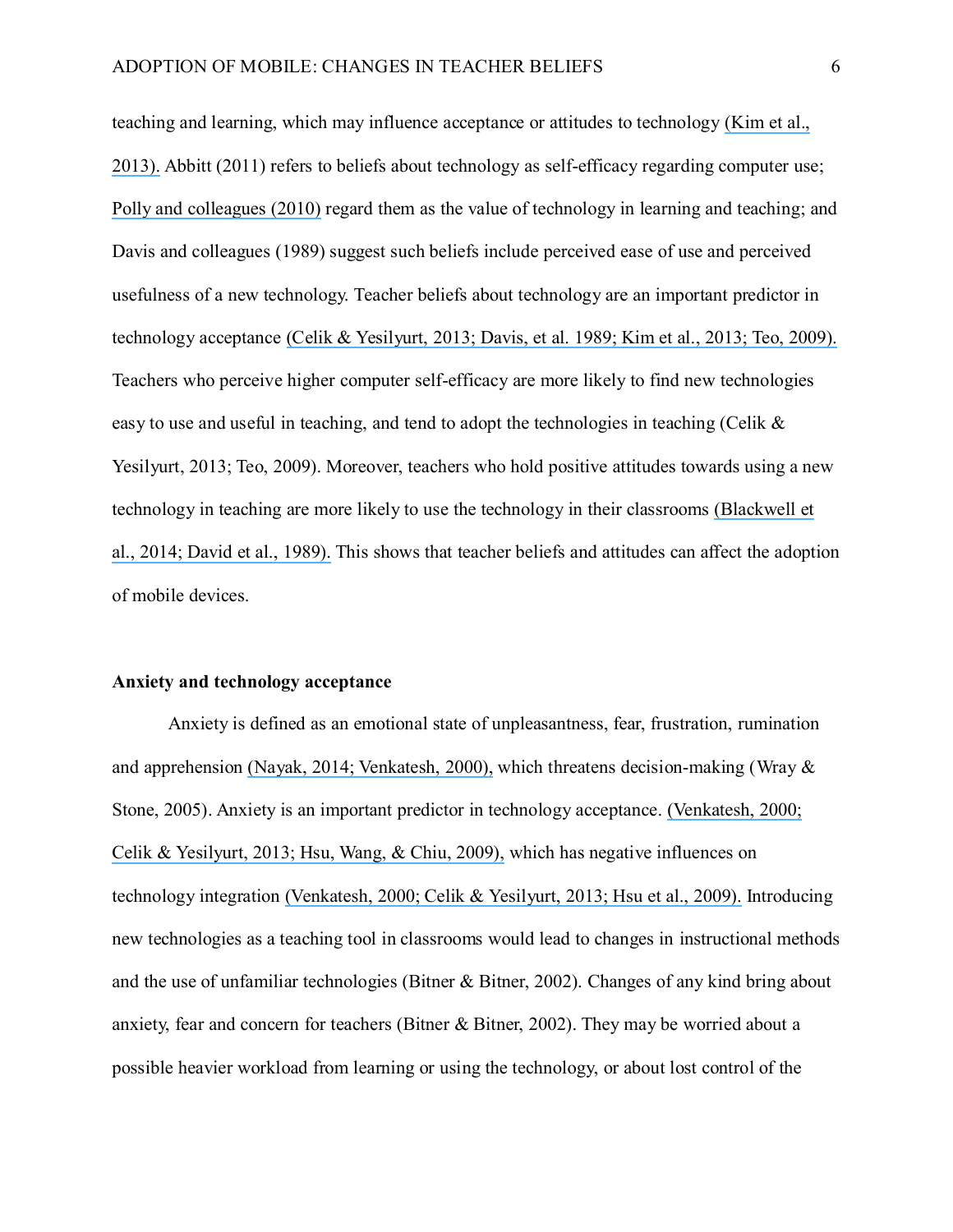teaching and learning, which may influence acceptance or attitudes to technology (Kim et al., 2013). Abbitt (2011) refers to beliefs about technology as self-efficacy regarding computer use; Polly and colleagues (2010) regard them as the value of technology in learning and teaching; and Davis and colleagues (1989) suggest such beliefs include perceived ease of use and perceived usefulness of a new technology. Teacher beliefs about technology are an important predictor in technology acceptance (Celik & Yesilyurt, 2013; Davis, et al. 1989; Kim et al., 2013; Teo, 2009). Teachers who perceive higher computer self-efficacy are more likely to find new technologies easy to use and useful in teaching, and tend to adopt the technologies in teaching (Celik & Yesilyurt, 2013; Teo, 2009). Moreover, teachers who hold positive attitudes towards using a new technology in teaching are more likely to use the technology in their classrooms (Blackwell et al., 2014; David et al., 1989). This shows that teacher beliefs and attitudes can affect the adoption of mobile devices.

**Anxiety and technology acceptance**

Anxiety is defined as an emotional state of unpleasantness, fear, frustration, rumination and apprehension (Nayak, 2014; Venkatesh, 2000), which threatens decision-making (Wray & Stone, 2005). Anxiety is an important predictor in technology acceptance. (Venkatesh, 2000; Celik & Yesilyurt, 2013; Hsu, Wang, & Chiu, 2009), which has negative influences on technology integration (Venkatesh, 2000; Celik & Yesilyurt, 2013; Hsu et al., 2009). Introducing new technologies as a teaching tool in classrooms would lead to changes in instructional methods and the use of unfamiliar technologies (Bitner & Bitner, 2002). Changes of any kind bring about anxiety, fear and concern for teachers (Bitner & Bitner, 2002). They may be worried about a possible heavier workload from learning or using the technology, or about lost control of the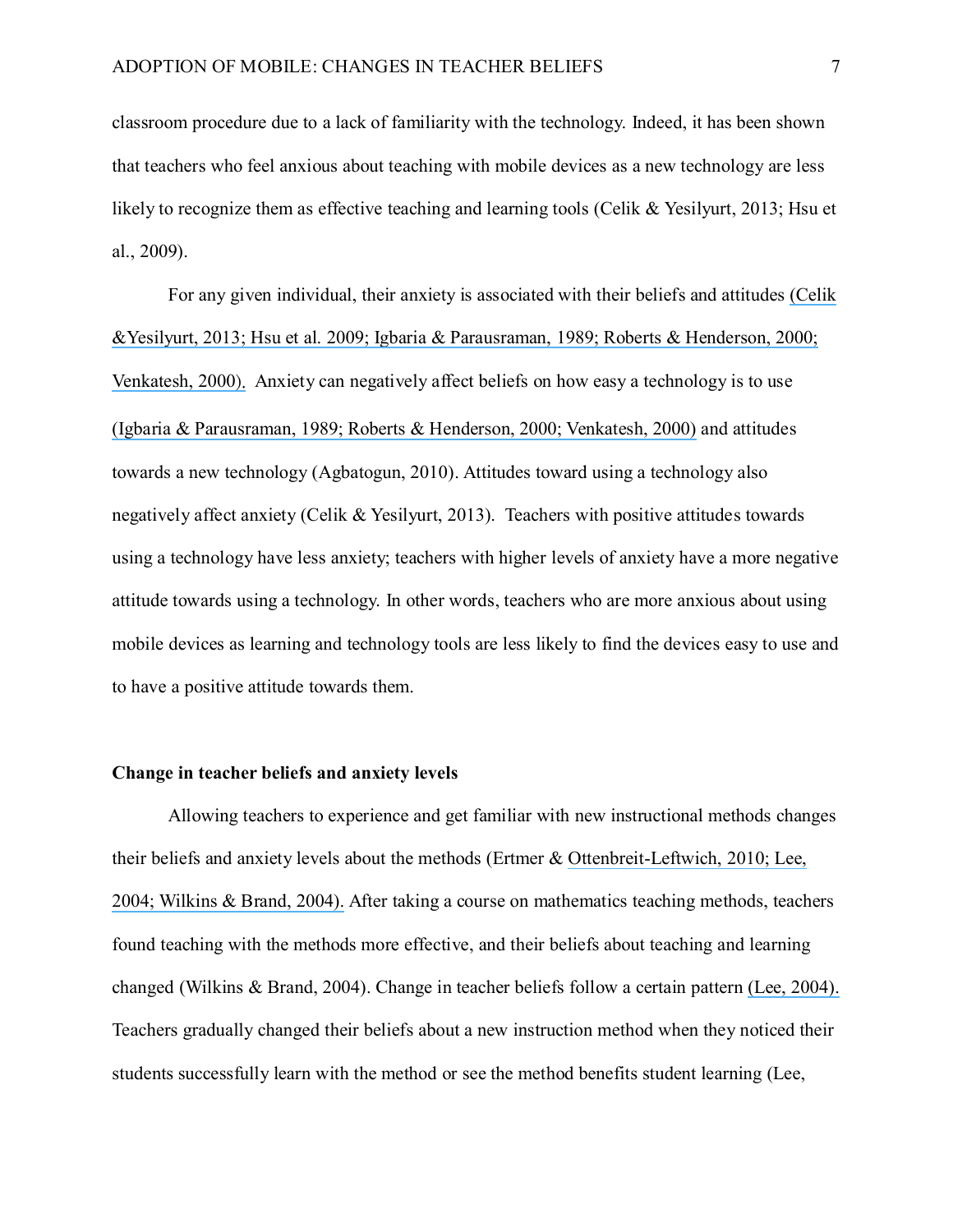classroom procedure due to a lack of familiarity with the technology. Indeed, it has been shown that teachers who feel anxious about teaching with mobile devices as a new technology are less likely to recognize them as effective teaching and learning tools (Celik & Yesilyurt, 2013; Hsu et al., 2009).

For any given individual, their anxiety is associated with their beliefs and attitudes (Celik &Yesilyurt, 2013; Hsu et al. 2009; Igbaria & Parausraman, 1989; Roberts & Henderson, 2000; Venkatesh, 2000). Anxiety can negatively affect beliefs on how easy a technology is to use (Igbaria & Parausraman, 1989; Roberts & Henderson, 2000; Venkatesh, 2000) and attitudes towards a new technology (Agbatogun, 2010). Attitudes toward using a technology also negatively affect anxiety (Celik & Yesilyurt, 2013). Teachers with positive attitudes towards using a technology have less anxiety; teachers with higher levels of anxiety have a more negative attitude towards using a technology. In other words, teachers who are more anxious about using mobile devices as learning and technology tools are less likely to find the devices easy to use and to have a positive attitude towards them.

**Change in teacher beliefs and anxiety levels**

Allowing teachers to experience and get familiar with new instructional methods changes their beliefs and anxiety levels about the methods (Ertmer & Ottenbreit-Leftwich, 2010; Lee, 2004; Wilkins & Brand, 2004). After taking a course on mathematics teaching methods, teachers found teaching with the methods more effective, and their beliefs about teaching and learning changed (Wilkins & Brand, 2004). Change in teacher beliefs follow a certain pattern (Lee, 2004). Teachers gradually changed their beliefs about a new instruction method when they noticed their students successfully learn with the method or see the method benefits student learning (Lee,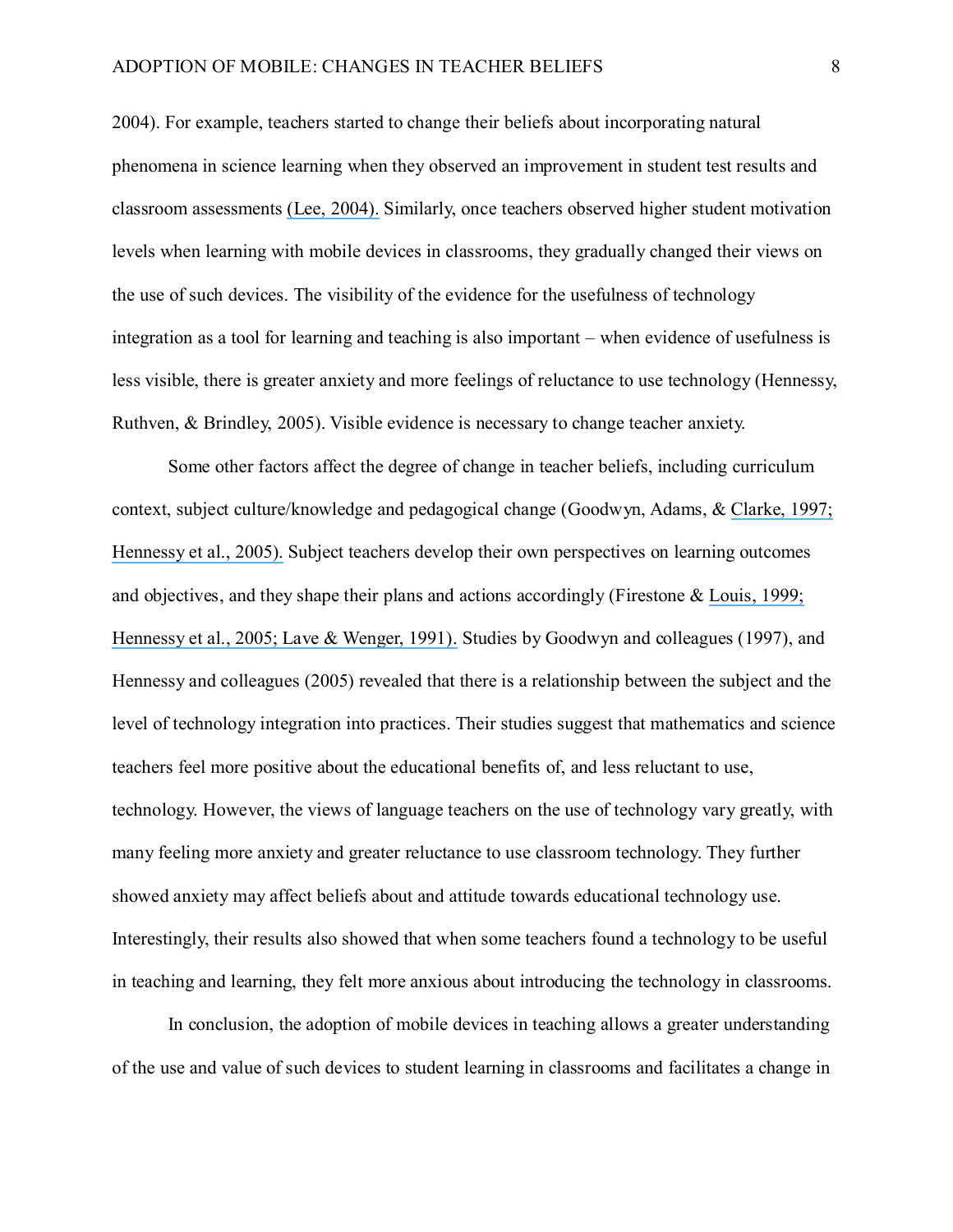2004). For example, teachers started to change their beliefs about incorporating natural phenomena in science learning when they observed an improvement in student test results and classroom assessments (Lee, 2004). Similarly, once teachers observed higher student motivation levels when learning with mobile devices in classrooms, they gradually changed their views on the use of such devices. The visibility of the evidence for the usefulness of technology integration as a tool for learning and teaching is also important – when evidence of usefulness is less visible, there is greater anxiety and more feelings of reluctance to use technology (Hennessy, Ruthven, & Brindley, 2005). Visible evidence is necessary to change teacher anxiety.

Some other factors affect the degree of change in teacher beliefs, including curriculum context, subject culture/knowledge and pedagogical change (Goodwyn, Adams, & Clarke, 1997; Hennessy et al., 2005). Subject teachers develop their own perspectives on learning outcomes and objectives, and they shape their plans and actions accordingly (Firestone & Louis, 1999; Hennessy et al., 2005; Lave & Wenger, 1991). Studies by Goodwyn and colleagues (1997), and Hennessy and colleagues (2005) revealed that there is a relationship between the subject and the level of technology integration into practices. Their studies suggest that mathematics and science teachers feel more positive about the educational benefits of, and less reluctant to use, technology. However, the views of language teachers on the use of technology vary greatly, with many feeling more anxiety and greater reluctance to use classroom technology. They further showed anxiety may affect beliefs about and attitude towards educational technology use. Interestingly, their results also showed that when some teachers found a technology to be useful in teaching and learning, they felt more anxious about introducing the technology in classrooms.

In conclusion, the adoption of mobile devices in teaching allows a greater understanding of the use and value of such devices to student learning in classrooms and facilitates a change in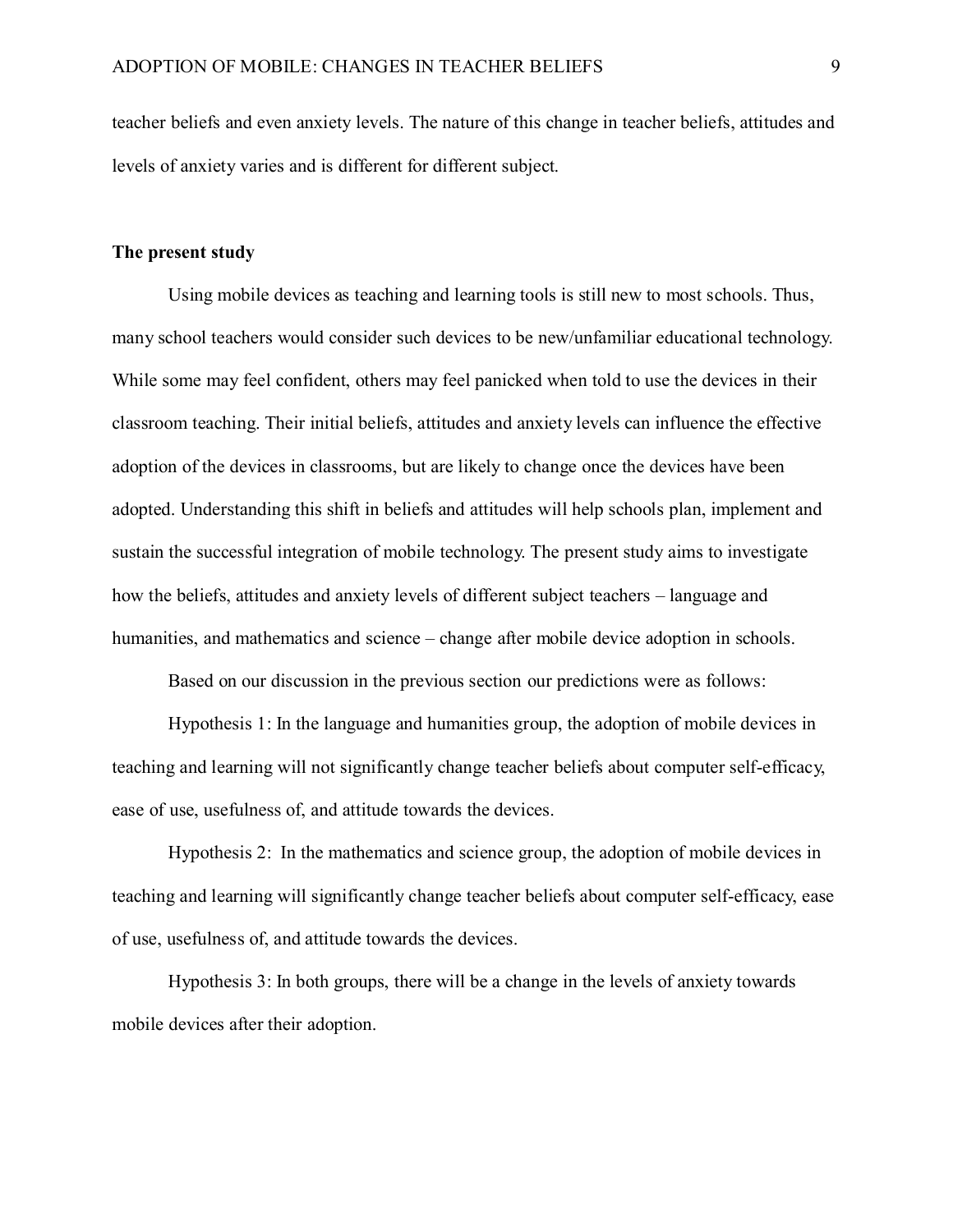teacher beliefs and even anxiety levels. The nature of this change in teacher beliefs, attitudes and levels of anxiety varies and is different for different subject.

**The present study**

Using mobile devices as teaching and learning tools is still new to most schools. Thus, many school teachers would consider such devices to be new/unfamiliar educational technology. While some may feel confident, others may feel panicked when told to use the devices in their classroom teaching. Their initial beliefs, attitudes and anxiety levels can influence the effective adoption of the devices in classrooms, but are likely to change once the devices have been adopted. Understanding this shift in beliefs and attitudes will help schools plan, implement and sustain the successful integration of mobile technology. The present study aims to investigate how the beliefs, attitudes and anxiety levels of different subject teachers – language and humanities, and mathematics and science – change after mobile device adoption in schools.

Based on our discussion in the previous section our predictions were as follows:

Hypothesis 1: In the language and humanities group, the adoption of mobile devices in teaching and learning will not significantly change teacher beliefs about computer self-efficacy, ease of use, usefulness of, and attitude towards the devices.

Hypothesis 2: In the mathematics and science group, the adoption of mobile devices in teaching and learning will significantly change teacher beliefs about computer self-efficacy, ease of use, usefulness of, and attitude towards the devices.

Hypothesis 3: In both groups, there will be a change in the levels of anxiety towards mobile devices after their adoption.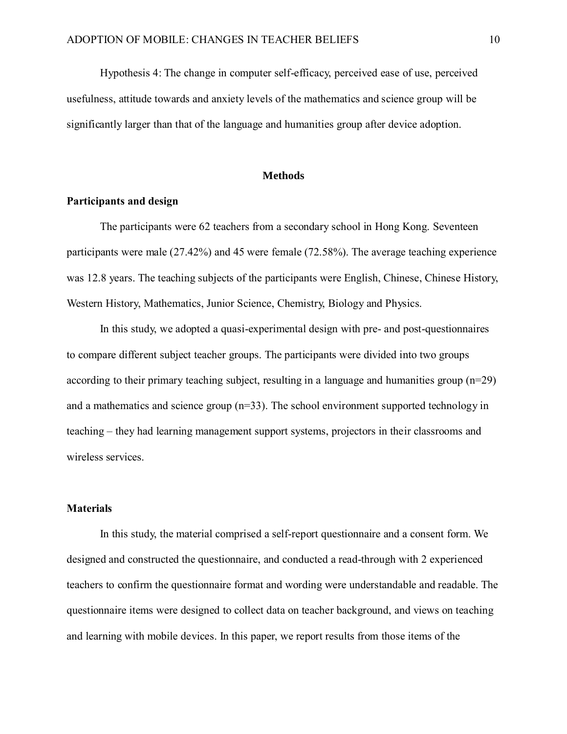Hypothesis 4: The change in computer self-efficacy, perceived ease of use, perceived usefulness, attitude towards and anxiety levels of the mathematics and science group will be significantly larger than that of the language and humanities group after device adoption.

## Methods

### Participants and design

The participants were 62 teachers from a secondary school in Hong Kong. Seventeen participants were male (27.42%) and 45 were female (72.58%). The average teaching experience was 12.8 years. The teaching subjects of the participants were English, Chinese, Chinese History, Western History, Mathematics, Junior Science, Chemistry, Biology and Physics.

In this study, we adopted a quasi-experimental design with pre- and post-questionnaires to compare different subject teacher groups. The participants were divided into two groups according to their primary teaching subject, resulting in a language and humanities group (n=29) and a mathematics and science group (n=33). The school environment supported technology in teaching – they had learning management support systems, projectors in their classrooms and wireless services.

### Materials

In this study, the material comprised a self-report questionnaire and a consent form. We designed and constructed the questionnaire, and conducted a read-through with 2 experienced teachers to confirm the questionnaire format and wording were understandable and readable. The questionnaire items were designed to collect data on teacher background, and views on teaching and learning with mobile devices. In this paper, we report results from those items of the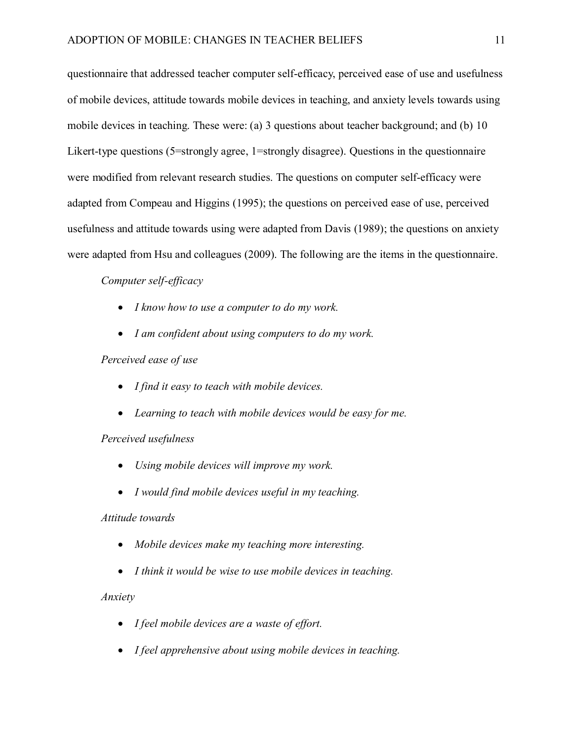questionnaire that addressed teacher computer self-efficacy, perceived ease of use and usefulness of mobile devices, attitude towards mobile devices in teaching, and anxiety levels towards using mobile devices in teaching. These were: (a) 3 questions about teacher background; and (b) 10 Likert-type questions (5=strongly agree, 1=strongly disagree). Questions in the questionnaire were modified from relevant research studies. The questions on computer self-efficacy were adapted from Compeau and Higgins (1995); the questions on perceived ease of use, perceived usefulness and attitude towards using were adapted from Davis (1989); the questions on anxiety were adapted from Hsu and colleagues (2009). The following are the items in the questionnaire.

*Computer self-efficacy*

- *I know how to use a computer to do my work.*
- *I am confident about using computers to do my work.*

*Perceived ease of use*

- *I find it easy to teach with mobile devices.*
- *Learning to teach with mobile devices would be easy for me.*

*Perceived usefulness*

- *Using mobile devices will improve my work.*
- *I would find mobile devices useful in my teaching.*

*Attitude towards*

- *Mobile devices make my teaching more interesting.*
- *I think it would be wise to use mobile devices in teaching.*

*Anxiety*

- *I feel mobile devices are a waste of effort.*
- *I feel apprehensive about using mobile devices in teaching.*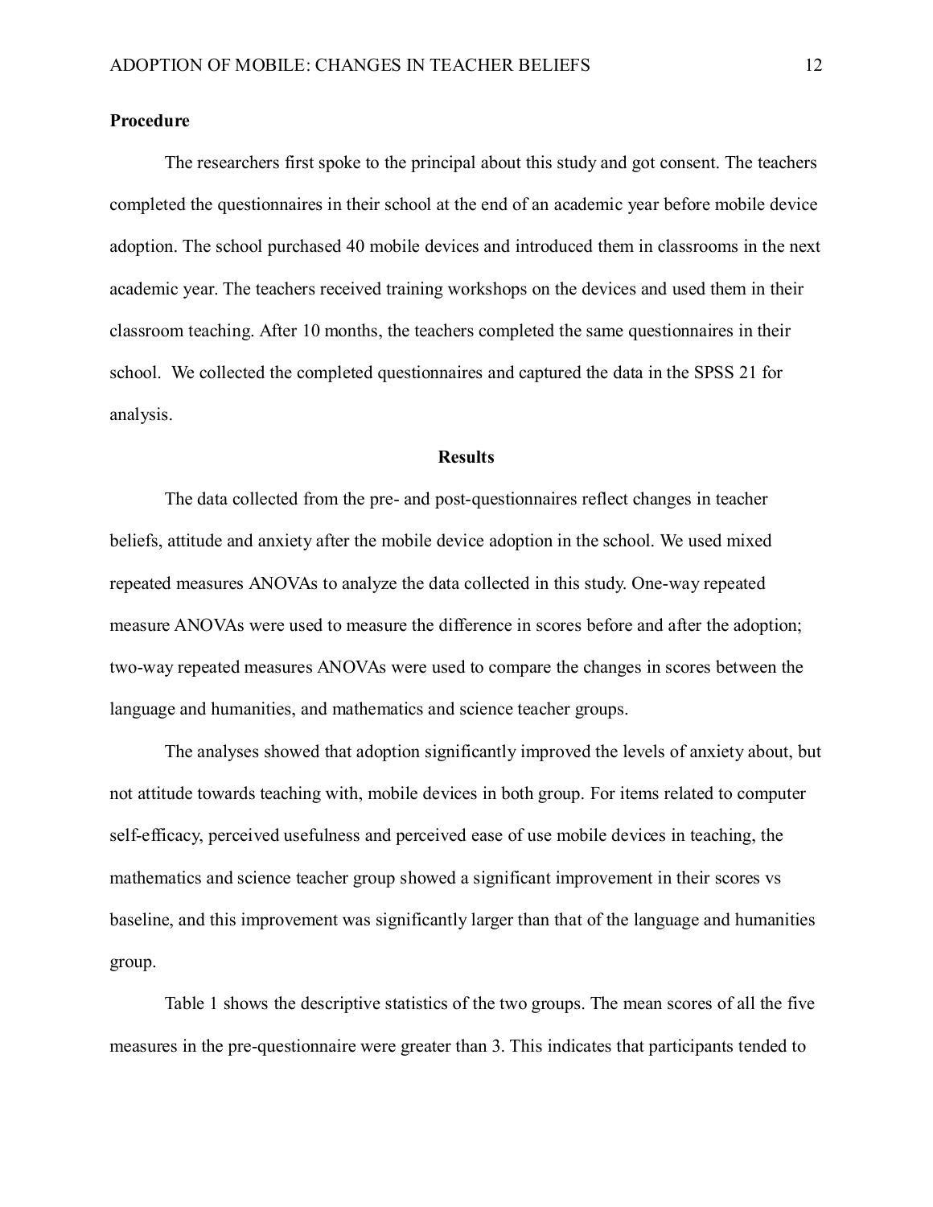**Procedure**

The researchers first spoke to the principal about this study and got consent. The teachers completed the questionnaires in their school at the end of an academic year before mobile device adoption. The school purchased 40 mobile devices and introduced them in classrooms in the next academic year. The teachers received training workshops on the devices and used them in their classroom teaching. After 10 months, the teachers completed the same questionnaires in their school. We collected the completed questionnaires and captured the data in the SPSS 21 for analysis.

## Results

The data collected from the pre- and post-questionnaires reflect changes in teacher beliefs, attitude and anxiety after the mobile device adoption in the school. We used mixed repeated measures ANOVAs to analyze the data collected in this study. One-way repeated measure ANOVAs were used to measure the difference in scores before and after the adoption; two-way repeated measures ANOVAs were used to compare the changes in scores between the language and humanities, and mathematics and science teacher groups.

The analyses showed that adoption significantly improved the levels of anxiety about, but not attitude towards teaching with, mobile devices in both group. For items related to computer self-efficacy, perceived usefulness and perceived ease of use mobile devices in teaching, the mathematics and science teacher group showed a significant improvement in their scores vs baseline, and this improvement was significantly larger than that of the language and humanities group.

Table 1 shows the descriptive statistics of the two groups. The mean scores of all the five measures in the pre-questionnaire were greater than 3. This indicates that participants tended to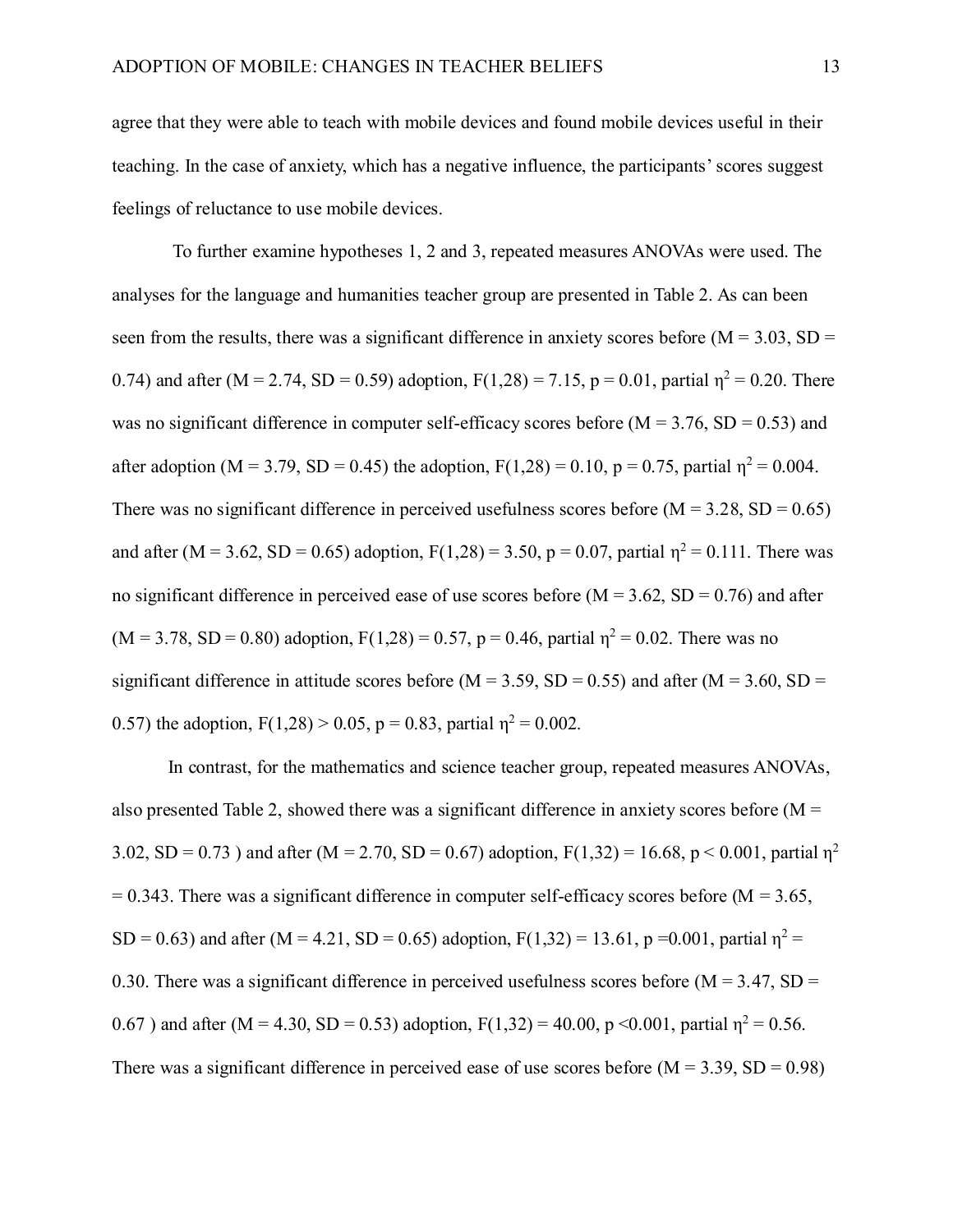agree that they were able to teach with mobile devices and found mobile devices useful in their teaching. In the case of anxiety, which has a negative influence, the participants' scores suggest feelings of reluctance to use mobile devices.

To further examine hypotheses 1, 2 and 3, repeated measures ANOVAs were used. The analyses for the language and humanities teacher group are presented in Table 2. As can been seen from the results, there was a significant difference in anxiety scores before ($M = 3.03$, $SD = 0.74$) and after ($M = 2.74$, $SD = 0.59$) adoption, $F(1,28) = 7.15$, $p = 0.01$, partial $\eta^2 = 0.20$. There was no significant difference in computer self-efficacy scores before ($M = 3.76$, $SD = 0.53$) and after adoption ($M = 3.79$, $SD = 0.45$) the adoption, $F(1,28) = 0.10$, $p = 0.75$, partial $\eta^2 = 0.004$. There was no significant difference in perceived usefulness scores before ($M = 3.28$, $SD = 0.65$) and after ($M = 3.62$, $SD = 0.65$) adoption, $F(1,28) = 3.50$, $p = 0.07$, partial $\eta^2 = 0.111$. There was no significant difference in perceived ease of use scores before ($M = 3.62$, $SD = 0.76$) and after ($M = 3.78$, $SD = 0.80$) adoption, $F(1,28) = 0.57$, $p = 0.46$, partial $\eta^2 = 0.02$. There was no significant difference in attitude scores before ($M = 3.59$, $SD = 0.55$) and after ($M = 3.60$, $SD = 0.57$) the adoption, $F(1,28) > 0.05$, $p = 0.83$, partial $\eta^2 = 0.002$.

In contrast, for the mathematics and science teacher group, repeated measures ANOVAs, also presented Table 2, showed there was a significant difference in anxiety scores before ($M = 3.02$, $SD = 0.73$ ) and after ($M = 2.70$, $SD = 0.67$) adoption, $F(1,32) = 16.68$, $p < 0.001$, partial $\eta^2 = 0.343$. There was a significant difference in computer self-efficacy scores before ($M = 3.65$, $SD = 0.63$) and after ($M = 4.21$, $SD = 0.65$) adoption, $F(1,32) = 13.61$, $p = 0.001$, partial $\eta^2 = 0.30$. There was a significant difference in perceived usefulness scores before ($M = 3.47$, $SD = 0.67$ ) and after ($M = 4.30$, $SD = 0.53$) adoption, $F(1,32) = 40.00$, $p < 0.001$, partial $\eta^2 = 0.56$. There was a significant difference in perceived ease of use scores before ($M = 3.39$, $SD = 0.98$)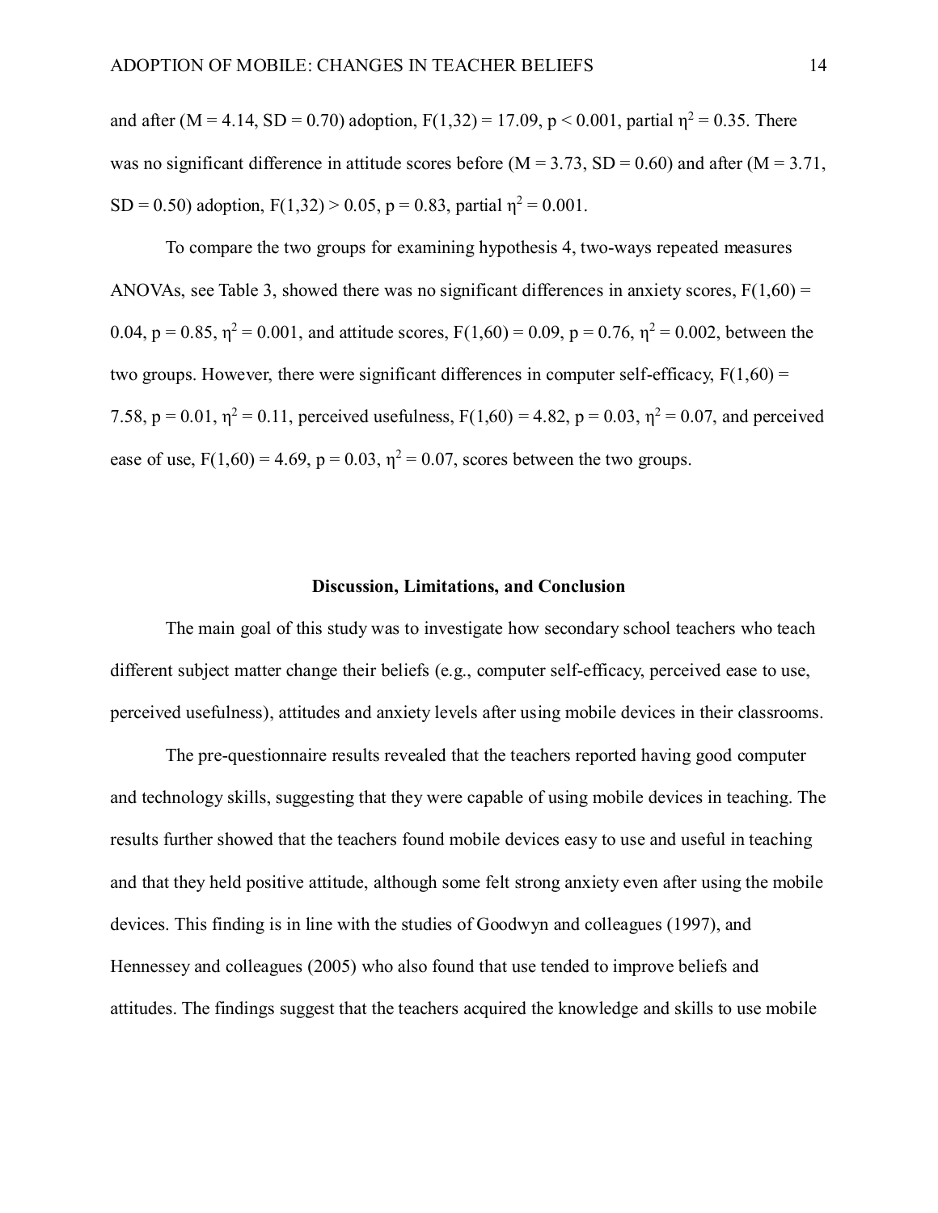and after ($M = 4.14$, $SD = 0.70$) adoption, $F(1,32) = 17.09$, $p < 0.001$, partial $\eta^2 = 0.35$. There was no significant difference in attitude scores before ($M = 3.73$, $SD = 0.60$) and after ($M = 3.71$, $SD = 0.50$) adoption, $F(1,32) > 0.05$, $p = 0.83$, partial $\eta^2 = 0.001$.

To compare the two groups for examining hypothesis 4, two-ways repeated measures ANOVAs, see Table 3, showed there was no significant differences in anxiety scores, $F(1,60) = 0.04$, $p = 0.85$, $\eta^2 = 0.001$, and attitude scores, $F(1,60) = 0.09$, $p = 0.76$, $\eta^2 = 0.002$, between the two groups. However, there were significant differences in computer self-efficacy, $F(1,60) = 7.58$, $p = 0.01$, $\eta^2 = 0.11$, perceived usefulness, $F(1,60) = 4.82$, $p = 0.03$, $\eta^2 = 0.07$, and perceived ease of use, $F(1,60) = 4.69$, $p = 0.03$, $\eta^2 = 0.07$, scores between the two groups.

## Discussion, Limitations, and Conclusion

The main goal of this study was to investigate how secondary school teachers who teach different subject matter change their beliefs (e.g., computer self-efficacy, perceived ease to use, perceived usefulness), attitudes and anxiety levels after using mobile devices in their classrooms.

The pre-questionnaire results revealed that the teachers reported having good computer and technology skills, suggesting that they were capable of using mobile devices in teaching. The results further showed that the teachers found mobile devices easy to use and useful in teaching and that they held positive attitude, although some felt strong anxiety even after using the mobile devices. This finding is in line with the studies of Goodwyn and colleagues (1997), and Hennessey and colleagues (2005) who also found that use tended to improve beliefs and attitudes. The findings suggest that the teachers acquired the knowledge and skills to use mobile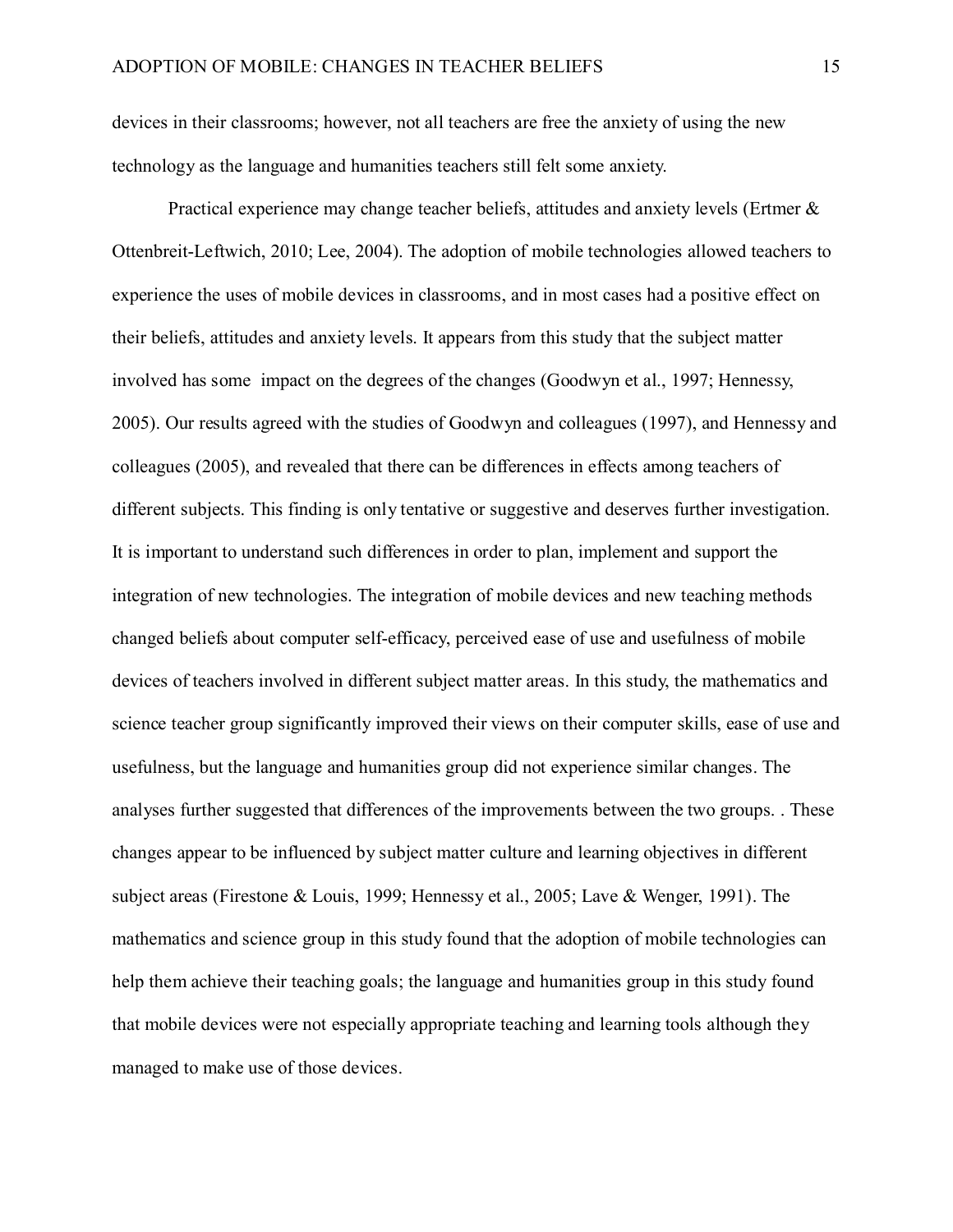devices in their classrooms; however, not all teachers are free the anxiety of using the new technology as the language and humanities teachers still felt some anxiety.

Practical experience may change teacher beliefs, attitudes and anxiety levels (Ertmer & Ottenbreit-Leftwich, 2010; Lee, 2004). The adoption of mobile technologies allowed teachers to experience the uses of mobile devices in classrooms, and in most cases had a positive effect on their beliefs, attitudes and anxiety levels. It appears from this study that the subject matter involved has some impact on the degrees of the changes (Goodwyn et al., 1997; Hennessy, 2005). Our results agreed with the studies of Goodwyn and colleagues (1997), and Hennessy and colleagues (2005), and revealed that there can be differences in effects among teachers of different subjects. This finding is only tentative or suggestive and deserves further investigation. It is important to understand such differences in order to plan, implement and support the integration of new technologies. The integration of mobile devices and new teaching methods changed beliefs about computer self-efficacy, perceived ease of use and usefulness of mobile devices of teachers involved in different subject matter areas. In this study, the mathematics and science teacher group significantly improved their views on their computer skills, ease of use and usefulness, but the language and humanities group did not experience similar changes. The analyses further suggested that differences of the improvements between the two groups. . These changes appear to be influenced by subject matter culture and learning objectives in different subject areas (Firestone & Louis, 1999; Hennessy et al., 2005; Lave & Wenger, 1991). The mathematics and science group in this study found that the adoption of mobile technologies can help them achieve their teaching goals; the language and humanities group in this study found that mobile devices were not especially appropriate teaching and learning tools although they managed to make use of those devices.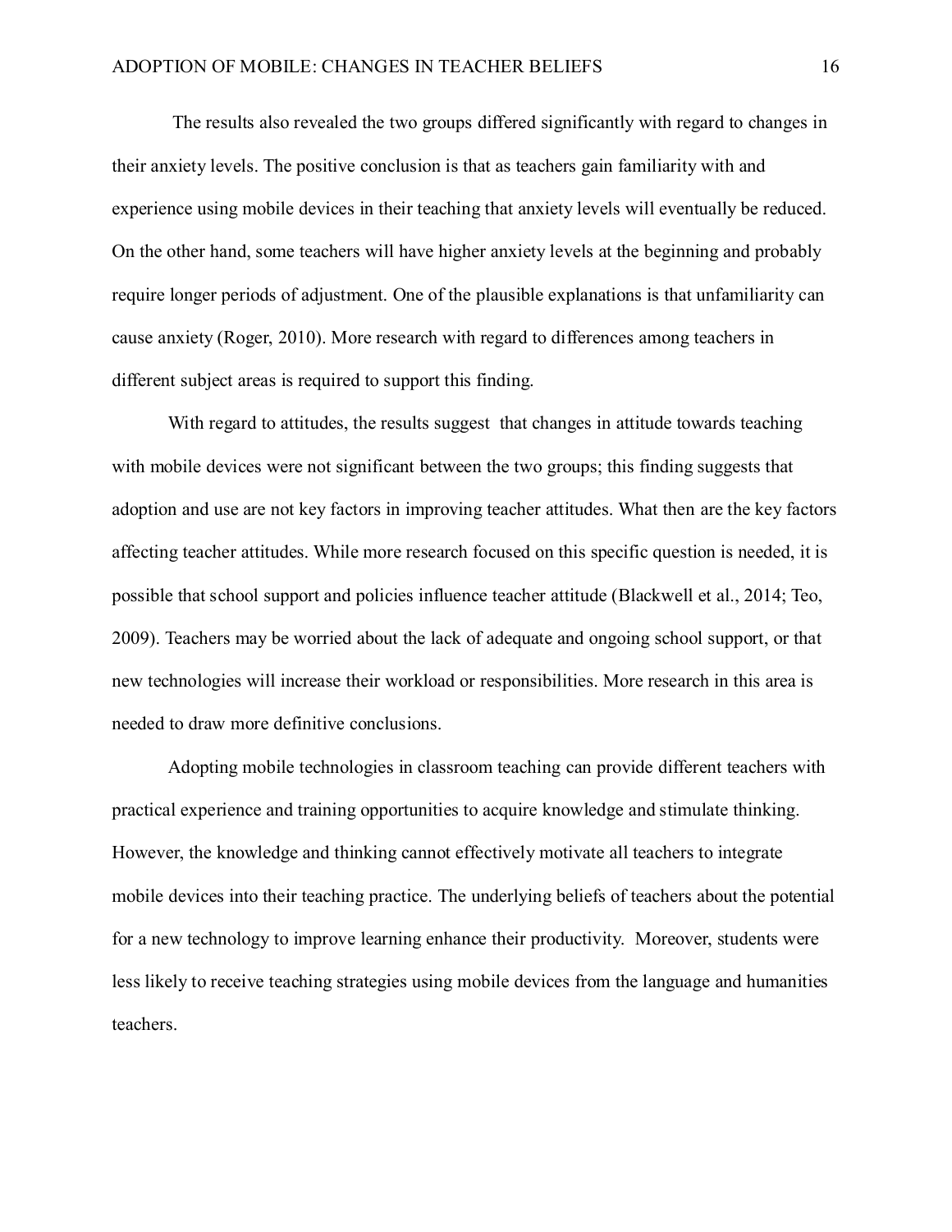The results also revealed the two groups differed significantly with regard to changes in their anxiety levels. The positive conclusion is that as teachers gain familiarity with and experience using mobile devices in their teaching that anxiety levels will eventually be reduced. On the other hand, some teachers will have higher anxiety levels at the beginning and probably require longer periods of adjustment. One of the plausible explanations is that unfamiliarity can cause anxiety (Roger, 2010). More research with regard to differences among teachers in different subject areas is required to support this finding.

With regard to attitudes, the results suggest that changes in attitude towards teaching with mobile devices were not significant between the two groups; this finding suggests that adoption and use are not key factors in improving teacher attitudes. What then are the key factors affecting teacher attitudes. While more research focused on this specific question is needed, it is possible that school support and policies influence teacher attitude (Blackwell et al., 2014; Teo, 2009). Teachers may be worried about the lack of adequate and ongoing school support, or that new technologies will increase their workload or responsibilities. More research in this area is needed to draw more definitive conclusions.

Adopting mobile technologies in classroom teaching can provide different teachers with practical experience and training opportunities to acquire knowledge and stimulate thinking. However, the knowledge and thinking cannot effectively motivate all teachers to integrate mobile devices into their teaching practice. The underlying beliefs of teachers about the potential for a new technology to improve learning enhance their productivity. Moreover, students were less likely to receive teaching strategies using mobile devices from the language and humanities teachers.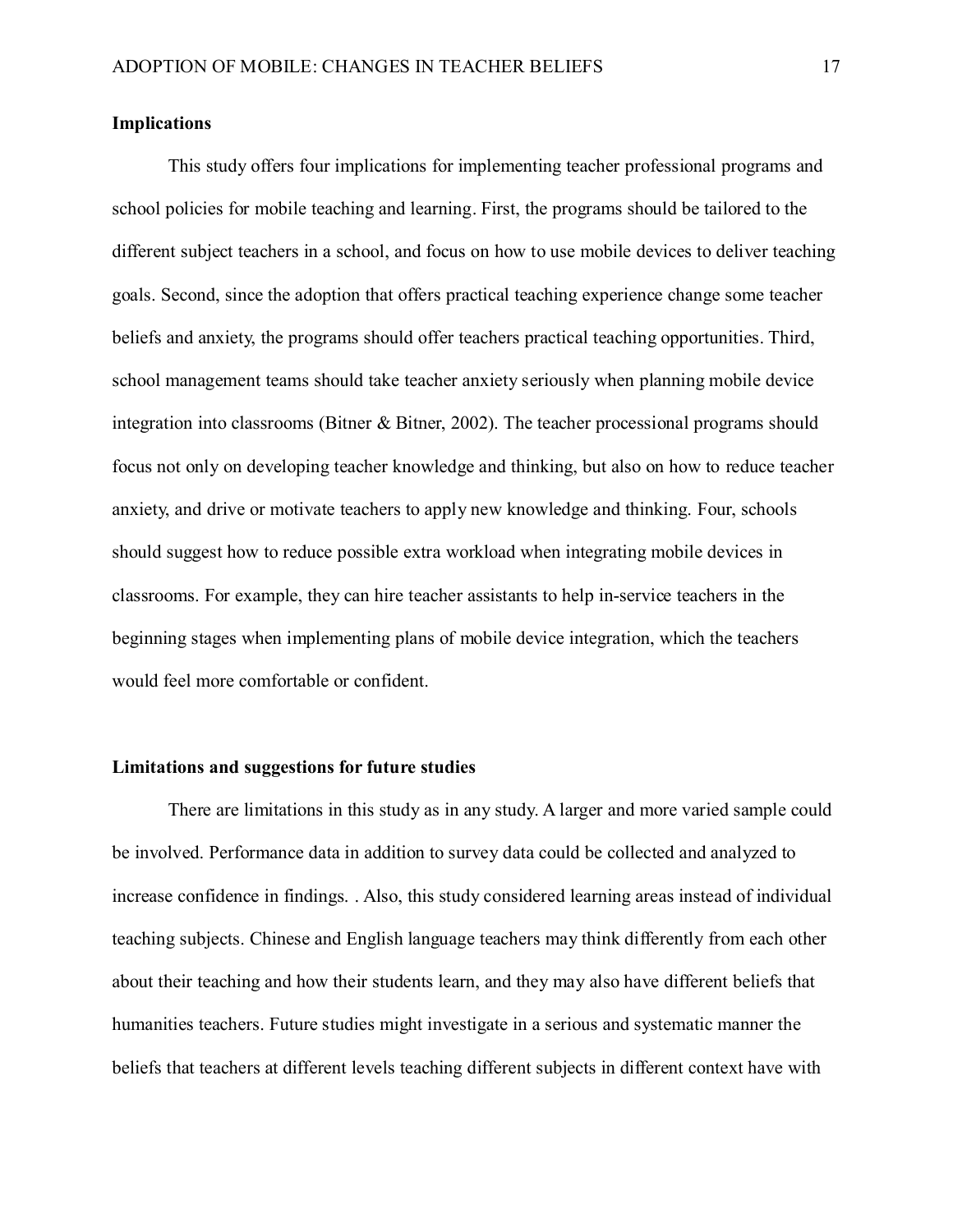## Implications

This study offers four implications for implementing teacher professional programs and school policies for mobile teaching and learning. First, the programs should be tailored to the different subject teachers in a school, and focus on how to use mobile devices to deliver teaching goals. Second, since the adoption that offers practical teaching experience change some teacher beliefs and anxiety, the programs should offer teachers practical teaching opportunities. Third, school management teams should take teacher anxiety seriously when planning mobile device integration into classrooms (Bitner & Bitner, 2002). The teacher processional programs should focus not only on developing teacher knowledge and thinking, but also on how to reduce teacher anxiety, and drive or motivate teachers to apply new knowledge and thinking. Four, schools should suggest how to reduce possible extra workload when integrating mobile devices in classrooms. For example, they can hire teacher assistants to help in-service teachers in the beginning stages when implementing plans of mobile device integration, which the teachers would feel more comfortable or confident.

## Limitations and suggestions for future studies

There are limitations in this study as in any study. A larger and more varied sample could be involved. Performance data in addition to survey data could be collected and analyzed to increase confidence in findings. . Also, this study considered learning areas instead of individual teaching subjects. Chinese and English language teachers may think differently from each other about their teaching and how their students learn, and they may also have different beliefs that humanities teachers. Future studies might investigate in a serious and systematic manner the beliefs that teachers at different levels teaching different subjects in different context have with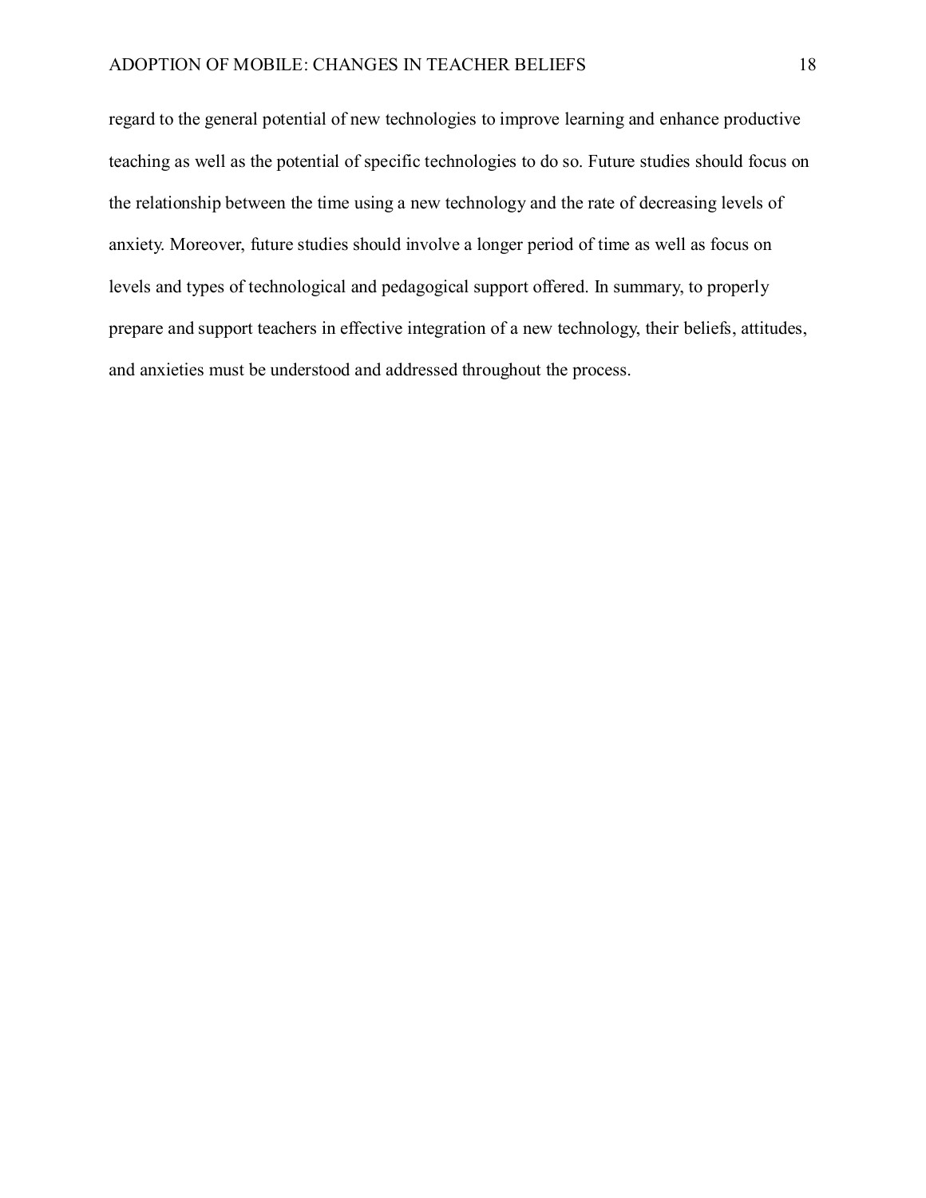regard to the general potential of new technologies to improve learning and enhance productive teaching as well as the potential of specific technologies to do so. Future studies should focus on the relationship between the time using a new technology and the rate of decreasing levels of anxiety. Moreover, future studies should involve a longer period of time as well as focus on levels and types of technological and pedagogical support offered. In summary, to properly prepare and support teachers in effective integration of a new technology, their beliefs, attitudes, and anxieties must be understood and addressed throughout the process.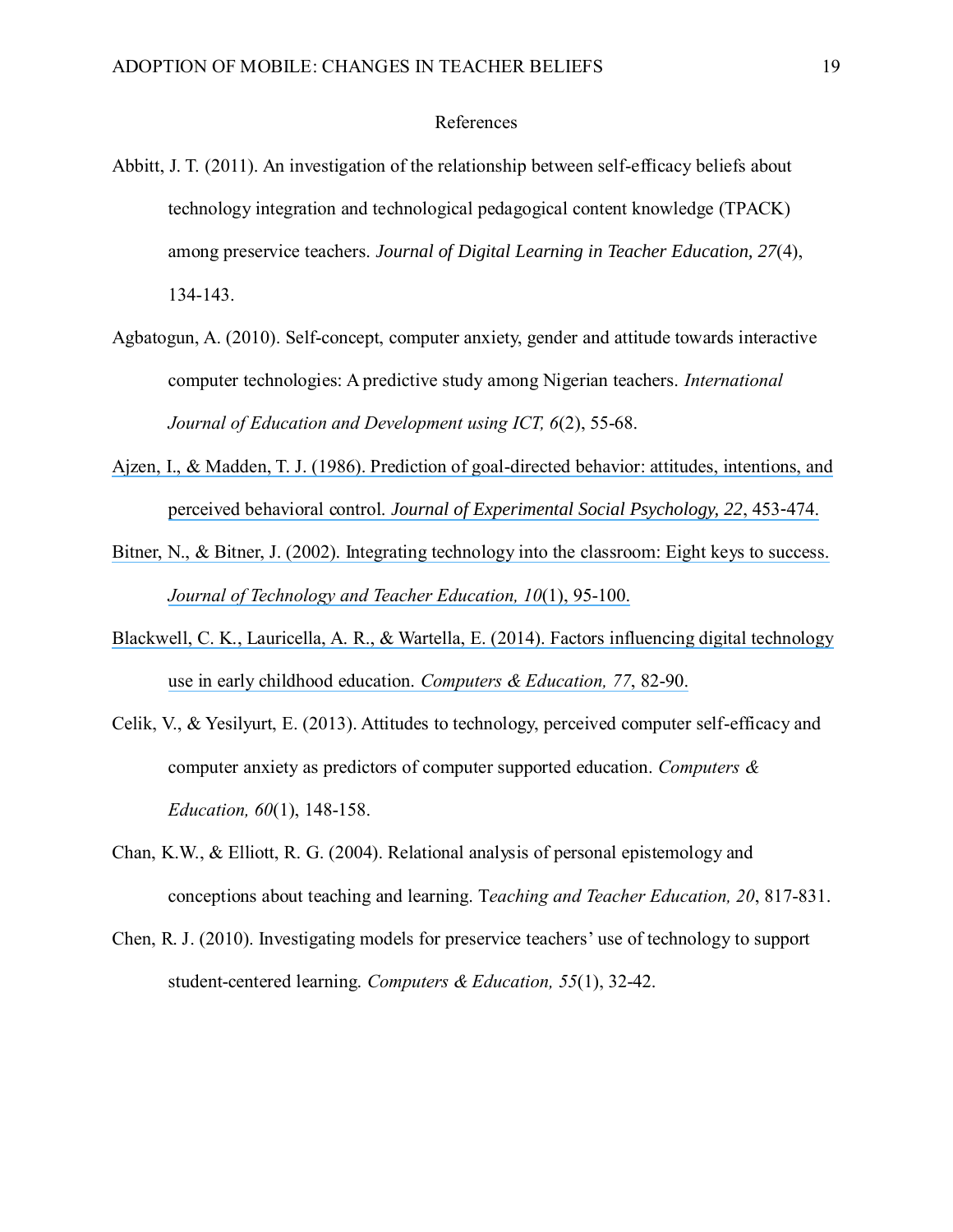# References

Abbitt, J. T. (2011). An investigation of the relationship between self-efficacy beliefs about technology integration and technological pedagogical content knowledge (TPACK) among preservice teachers. *Journal of Digital Learning in Teacher Education, 27*(4), 134-143.

Agbatogun, A. (2010). Self-concept, computer anxiety, gender and attitude towards interactive computer technologies: A predictive study among Nigerian teachers. *International Journal of Education and Development using ICT, 6*(2), 55-68.

Ajzen, I., & Madden, T. J. (1986). Prediction of goal-directed behavior: attitudes, intentions, and perceived behavioral control. *Journal of Experimental Social Psychology, 22*, 453-474.

Bitner, N., & Bitner, J. (2002). Integrating technology into the classroom: Eight keys to success. *Journal of Technology and Teacher Education, 10*(1), 95-100.

Blackwell, C. K., Lauricella, A. R., & Wartella, E. (2014). Factors influencing digital technology use in early childhood education. *Computers & Education, 77*, 82-90.

Celik, V., & Yesilyurt, E. (2013). Attitudes to technology, perceived computer self-efficacy and computer anxiety as predictors of computer supported education. *Computers & Education, 60*(1), 148-158.

Chan, K.W., & Elliott, R. G. (2004). Relational analysis of personal epistemology and conceptions about teaching and learning. T*eaching and Teacher Education, 20*, 817-831.

Chen, R. J. (2010). Investigating models for preservice teachers' use of technology to support student-centered learning. *Computers & Education, 55*(1), 32-42.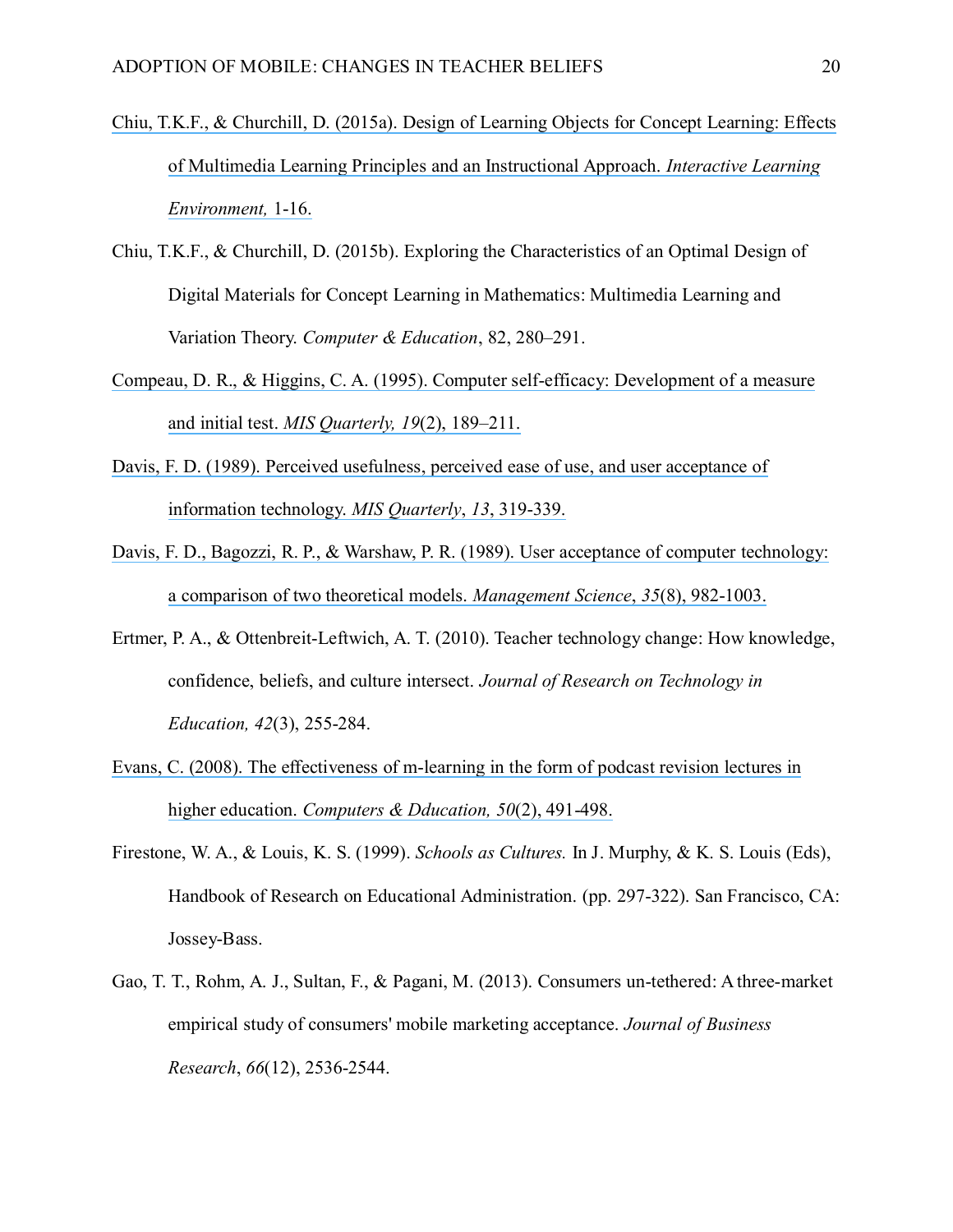Chiu, T.K.F., & Churchill, D. (2015a). Design of Learning Objects for Concept Learning: Effects of Multimedia Learning Principles and an Instructional Approach. *Interactive Learning Environment,* 1-16.

Chiu, T.K.F., & Churchill, D. (2015b). Exploring the Characteristics of an Optimal Design of Digital Materials for Concept Learning in Mathematics: Multimedia Learning and Variation Theory. *Computer & Education*, 82, 280–291.

Compeau, D. R., & Higgins, C. A. (1995). Computer self-efficacy: Development of a measure and initial test. *MIS Quarterly, 19*(2), 189–211.

Davis, F. D. (1989). Perceived usefulness, perceived ease of use, and user acceptance of information technology. *MIS Quarterly*, *13*, 319-339.

Davis, F. D., Bagozzi, R. P., & Warshaw, P. R. (1989). User acceptance of computer technology: a comparison of two theoretical models. *Management Science*, *35*(8), 982-1003.

Ertmer, P. A., & Ottenbreit-Leftwich, A. T. (2010). Teacher technology change: How knowledge, confidence, beliefs, and culture intersect. *Journal of Research on Technology in Education, 42*(3), 255-284.

Evans, C. (2008). The effectiveness of m-learning in the form of podcast revision lectures in higher education. *Computers & Dducation, 50*(2), 491-498.

Firestone, W. A., & Louis, K. S. (1999). *Schools as Cultures.* In J. Murphy, & K. S. Louis (Eds), Handbook of Research on Educational Administration. (pp. 297-322). San Francisco, CA: Jossey-Bass.

Gao, T. T., Rohm, A. J., Sultan, F., & Pagani, M. (2013). Consumers un-tethered: A three-market empirical study of consumers' mobile marketing acceptance. *Journal of Business Research*, *66*(12), 2536-2544.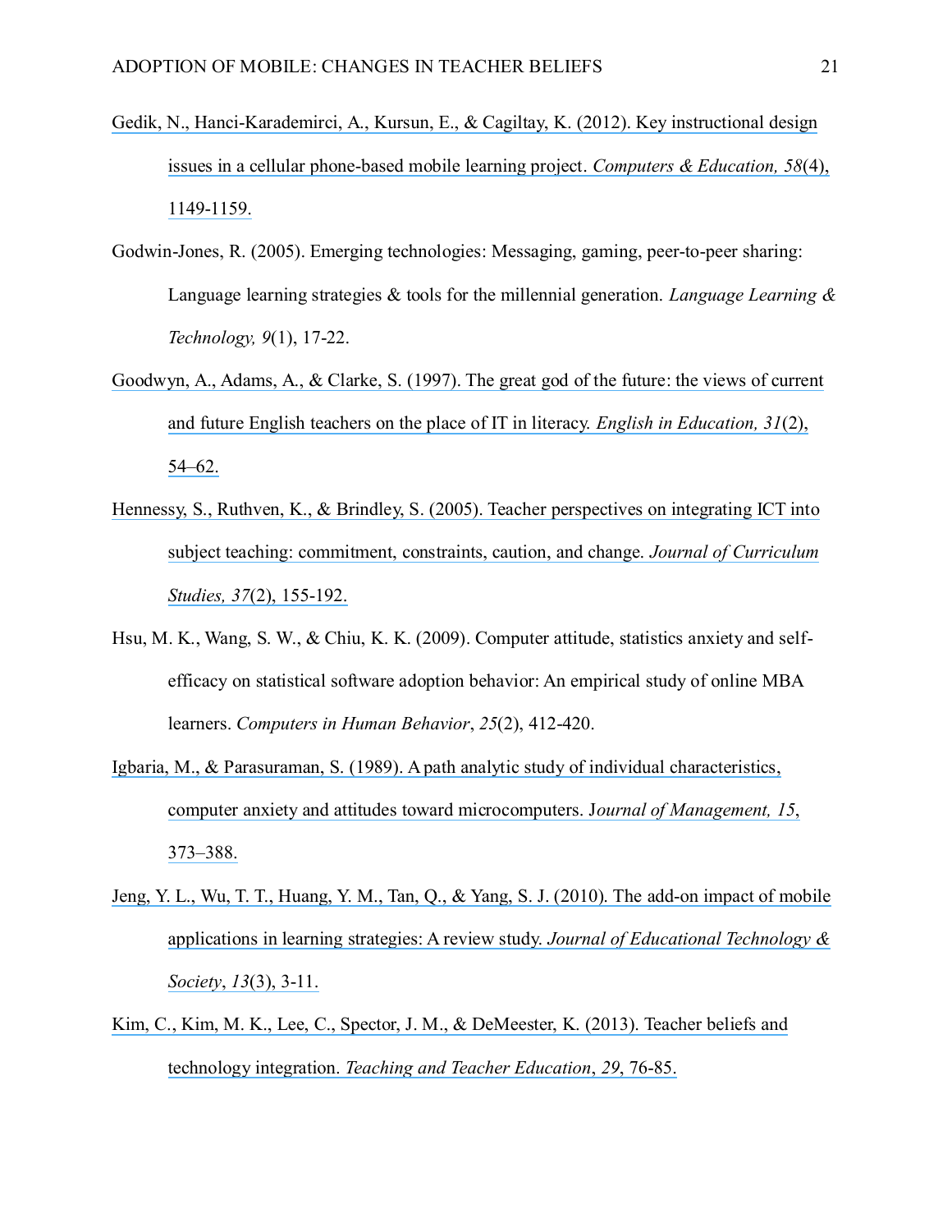Gedik, N., Hanci-Karademirci, A., Kursun, E., & Cagiltay, K. (2012). Key instructional design issues in a cellular phone-based mobile learning project. *Computers & Education, 58*(4), 1149-1159.

Godwin-Jones, R. (2005). Emerging technologies: Messaging, gaming, peer-to-peer sharing: Language learning strategies & tools for the millennial generation. *Language Learning & Technology, 9*(1), 17-22.

Goodwyn, A., Adams, A., & Clarke, S. (1997). The great god of the future: the views of current and future English teachers on the place of IT in literacy. *English in Education, 31*(2), 54–62.

Hennessy, S., Ruthven, K., & Brindley, S. (2005). Teacher perspectives on integrating ICT into subject teaching: commitment, constraints, caution, and change. *Journal of Curriculum Studies, 37*(2), 155-192.

Hsu, M. K., Wang, S. W., & Chiu, K. K. (2009). Computer attitude, statistics anxiety and self-efficacy on statistical software adoption behavior: An empirical study of online MBA learners. *Computers in Human Behavior*, *25*(2), 412-420.

Igbaria, M., & Parasuraman, S. (1989). A path analytic study of individual characteristics, computer anxiety and attitudes toward microcomputers. J*ournal of Management, 15*, 373–388.

Jeng, Y. L., Wu, T. T., Huang, Y. M., Tan, Q., & Yang, S. J. (2010). The add-on impact of mobile applications in learning strategies: A review study. *Journal of Educational Technology & Society*, *13*(3), 3-11.

Kim, C., Kim, M. K., Lee, C., Spector, J. M., & DeMeester, K. (2013). Teacher beliefs and technology integration. *Teaching and Teacher Education*, *29*, 76-85.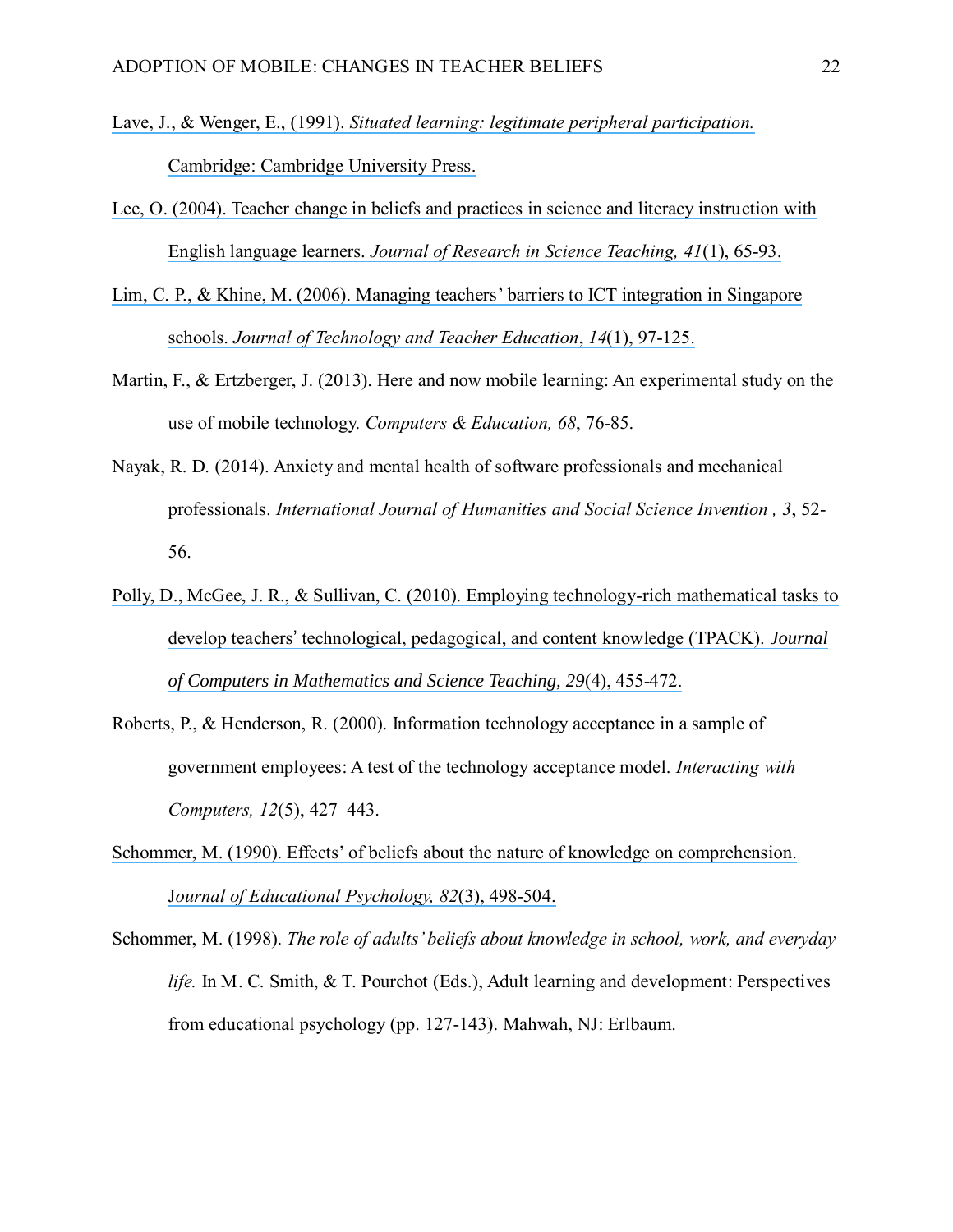Lave, J., & Wenger, E., (1991). *Situated learning: legitimate peripheral participation.* Cambridge: Cambridge University Press.

Lee, O. (2004). Teacher change in beliefs and practices in science and literacy instruction with English language learners. *Journal of Research in Science Teaching, 41*(1), 65-93.

Lim, C. P., & Khine, M. (2006). Managing teachers' barriers to ICT integration in Singapore schools. *Journal of Technology and Teacher Education*, *14*(1), 97-125.

Martin, F., & Ertzberger, J. (2013). Here and now mobile learning: An experimental study on the use of mobile technology. *Computers & Education, 68*, 76-85.

Nayak, R. D. (2014). Anxiety and mental health of software professionals and mechanical professionals. *International Journal of Humanities and Social Science Invention , 3*, 52-56.

Polly, D., McGee, J. R., & Sullivan, C. (2010). Employing technology-rich mathematical tasks to develop teachers' technological, pedagogical, and content knowledge (TPACK). *Journal of Computers in Mathematics and Science Teaching, 29*(4), 455-472.

Roberts, P., & Henderson, R. (2000). Information technology acceptance in a sample of government employees: A test of the technology acceptance model. *Interacting with Computers, 12*(5), 427–443.

Schommer, M. (1990). Effects' of beliefs about the nature of knowledge on comprehension. *Journal of Educational Psychology, 82*(3), 498-504.

Schommer, M. (1998). *The role of adults' beliefs about knowledge in school, work, and everyday life.* In M. C. Smith, & T. Pourchot (Eds.), Adult learning and development: Perspectives from educational psychology (pp. 127-143). Mahwah, NJ: Erlbaum.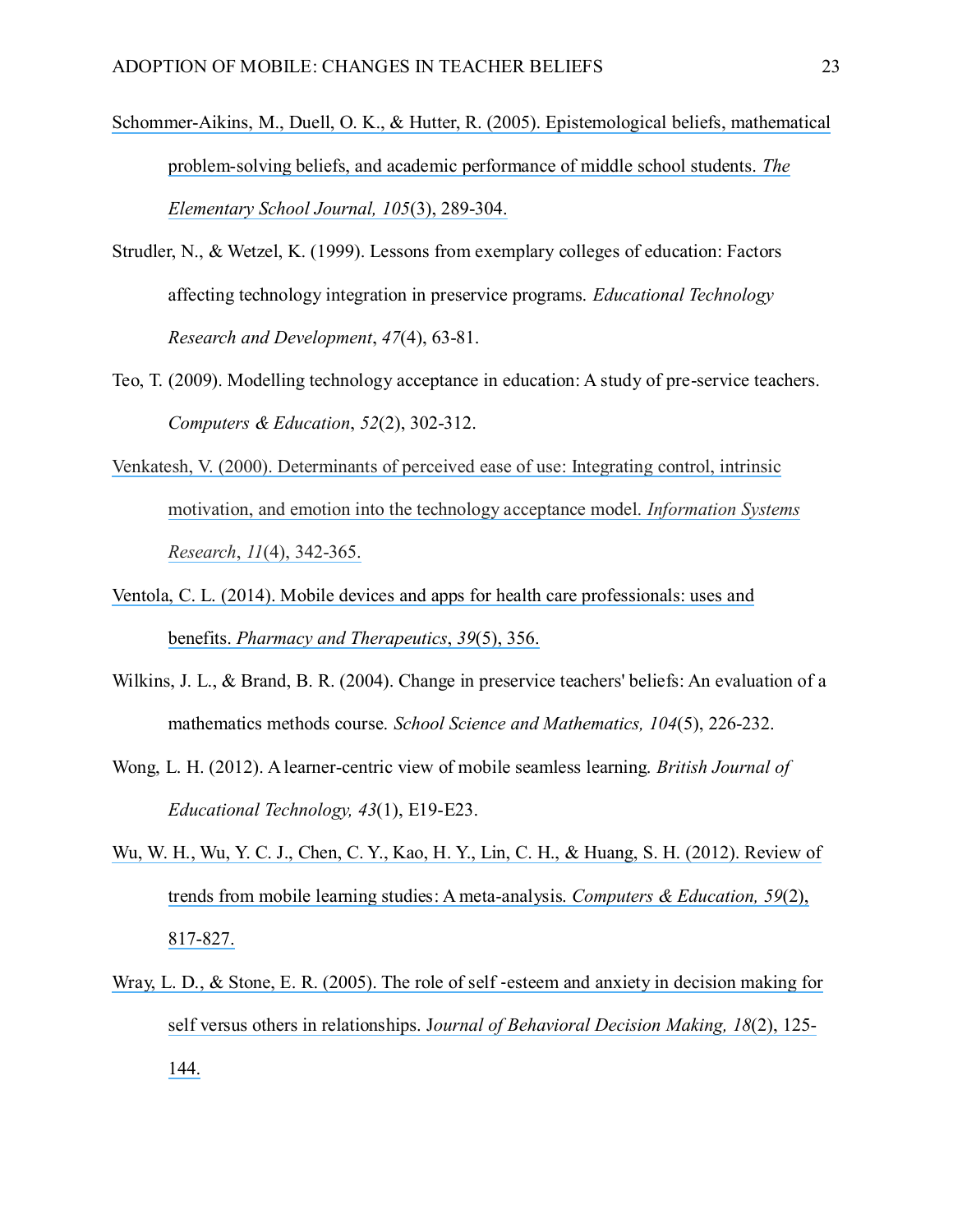Schommer-Aikins, M., Duell, O. K., & Hutter, R. (2005). Epistemological beliefs, mathematical problem-solving beliefs, and academic performance of middle school students. *The Elementary School Journal, 105*(3), 289-304.

Strudler, N., & Wetzel, K. (1999). Lessons from exemplary colleges of education: Factors affecting technology integration in preservice programs. *Educational Technology Research and Development*, *47*(4), 63-81.

Teo, T. (2009). Modelling technology acceptance in education: A study of pre-service teachers. *Computers & Education*, *52*(2), 302-312.

Venkatesh, V. (2000). Determinants of perceived ease of use: Integrating control, intrinsic motivation, and emotion into the technology acceptance model. *Information Systems Research*, *11*(4), 342-365.

Ventola, C. L. (2014). Mobile devices and apps for health care professionals: uses and benefits. *Pharmacy and Therapeutics*, *39*(5), 356.

Wilkins, J. L., & Brand, B. R. (2004). Change in preservice teachers' beliefs: An evaluation of a mathematics methods course. *School Science and Mathematics, 104*(5), 226-232.

Wong, L. H. (2012). A learner-centric view of mobile seamless learning. *British Journal of Educational Technology, 43*(1), E19-E23.

Wu, W. H., Wu, Y. C. J., Chen, C. Y., Kao, H. Y., Lin, C. H., & Huang, S. H. (2012). Review of trends from mobile learning studies: A meta-analysis. *Computers & Education, 59*(2), 817-827.

Wray, L. D., & Stone, E. R. (2005). The role of self -esteem and anxiety in decision making for self versus others in relationships. J*ournal of Behavioral Decision Making, 18*(2), 125-144.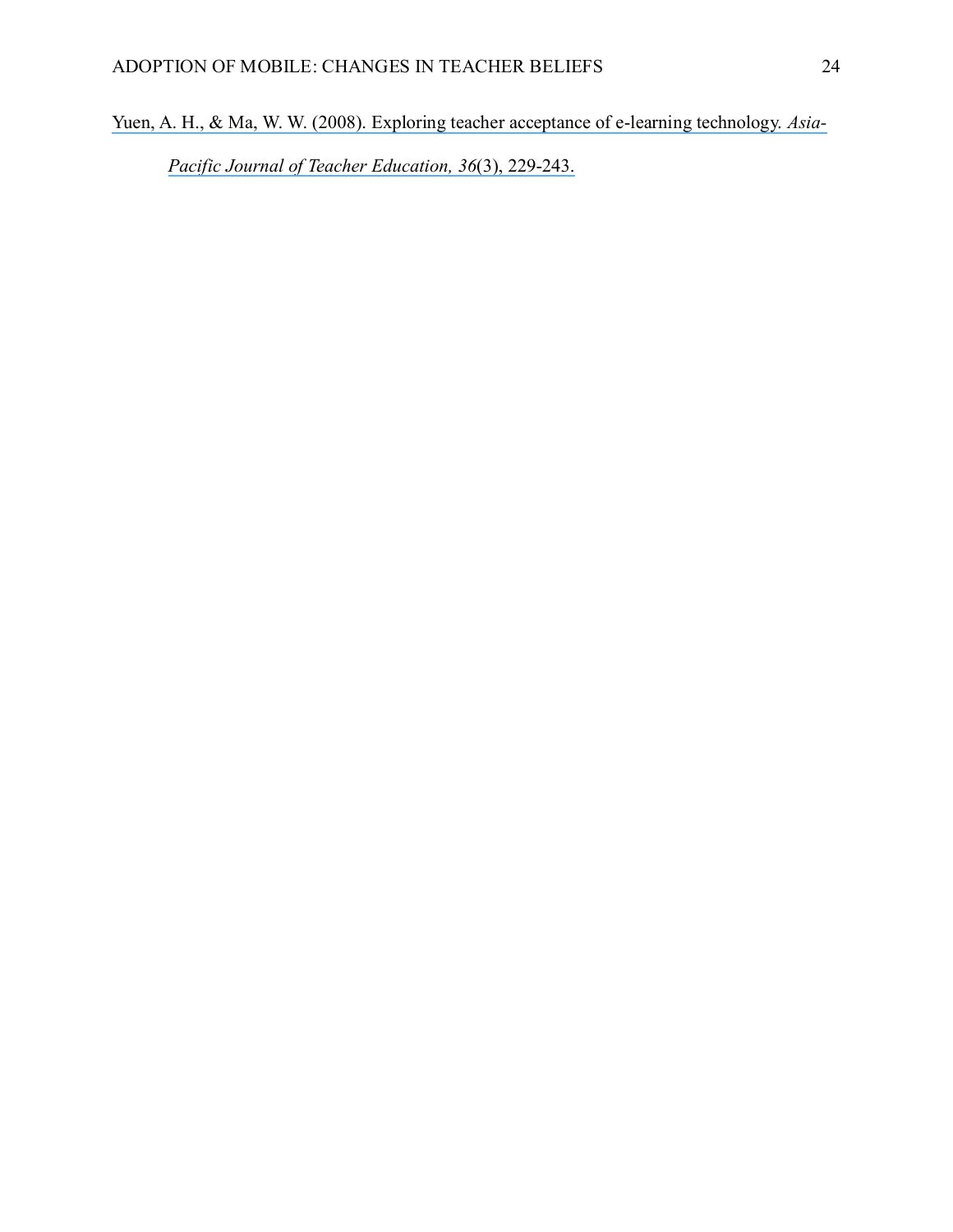Yuen, A. H., & Ma, W. W. (2008). Exploring teacher acceptance of e-learning technology. *Asia-Pacific Journal of Teacher Education, 36*(3), 229-243.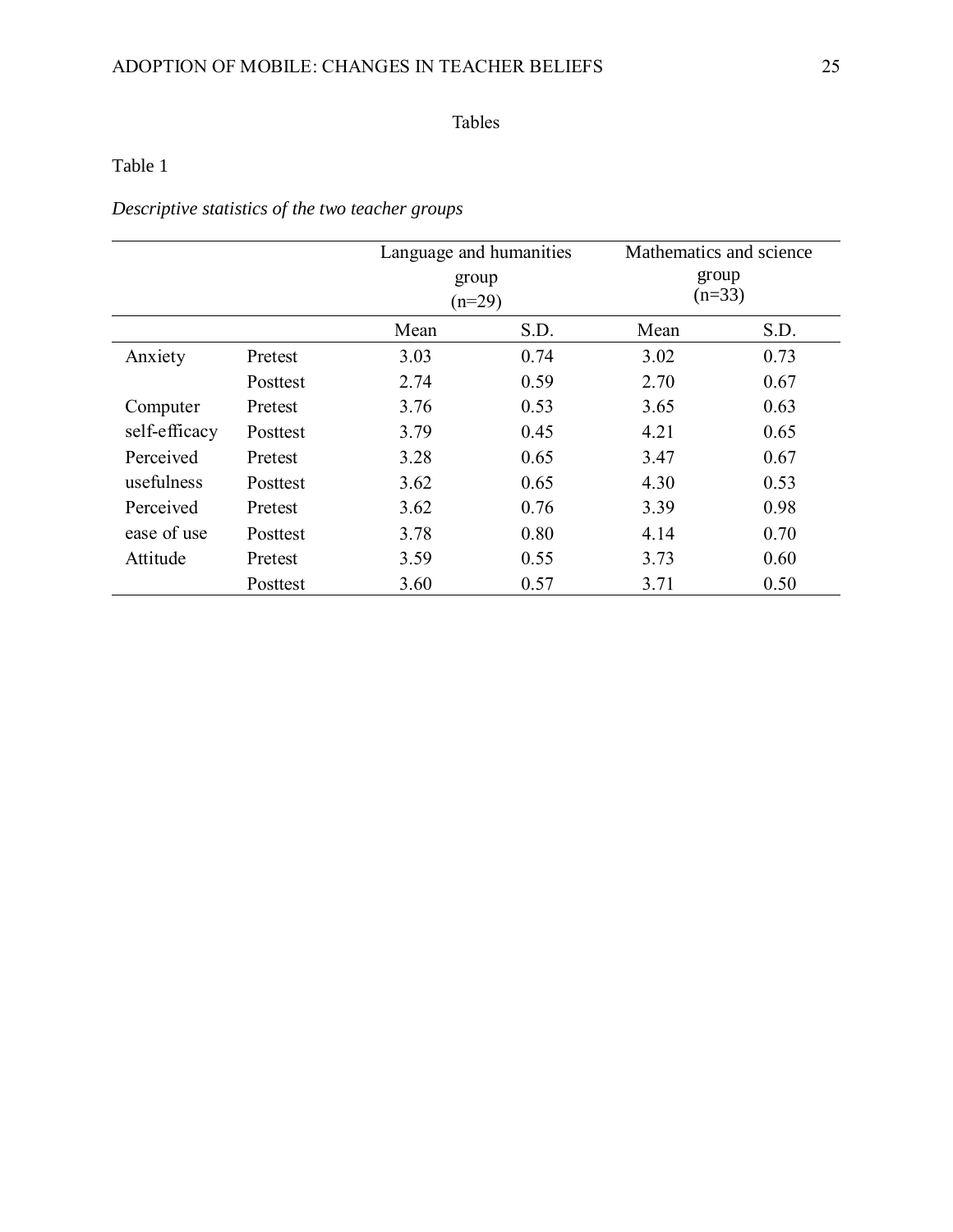Tables

Table 1

*Descriptive statistics of the two teacher groups*

| | | Language and humanities group (n=29) | | Mathematics and science group (n=33) | |
|---|---|---|---|---|---|
| | | Mean | S.D. | Mean | S.D. |
| Anxiety | Pretest | 3.03 | 0.74 | 3.02 | 0.73 |
| | Posttest | 2.74 | 0.59 | 2.70 | 0.67 |
| Computer self-efficacy | Pretest | 3.76 | 0.53 | 3.65 | 0.63 |
| | Posttest | 3.79 | 0.45 | 4.21 | 0.65 |
| Perceived usefulness | Pretest | 3.28 | 0.65 | 3.47 | 0.67 |
| | Posttest | 3.62 | 0.65 | 4.30 | 0.53 |
| Perceived ease of use | Pretest | 3.62 | 0.76 | 3.39 | 0.98 |
| | Posttest | 3.78 | 0.80 | 4.14 | 0.70 |
| Attitude | Pretest | 3.59 | 0.55 | 3.73 | 0.60 |
| | Posttest | 3.60 | 0.57 | 3.71 | 0.50 |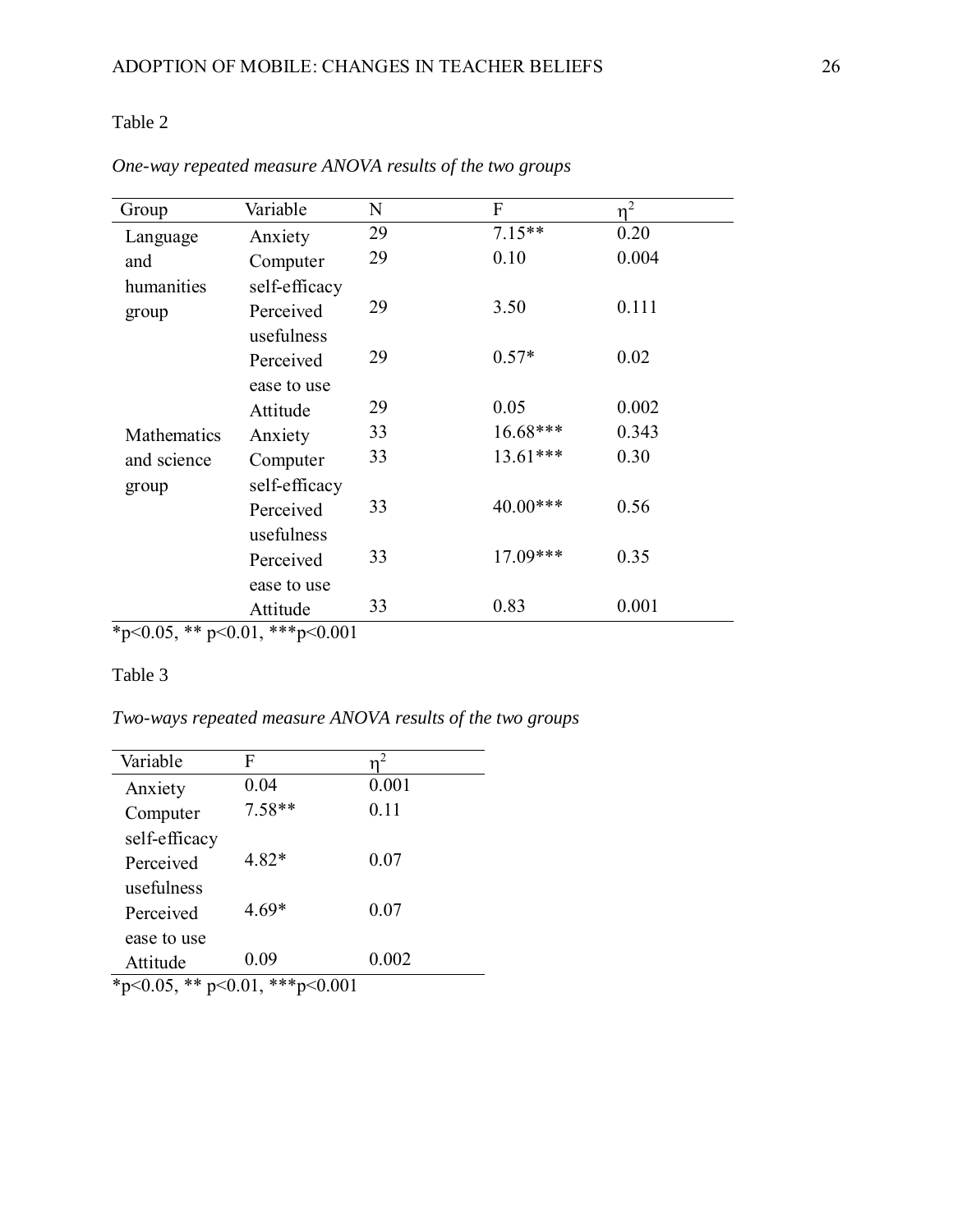Table 2

*One-way repeated measure ANOVA results of the two groups*

| Group | Variable | N | F | $\eta^2$ |
|---|---|---|---|---|
| Language and humanities group | Anxiety | 29 | 7.15** | 0.20 |
| | Computer self-efficacy | 29 | 0.10 | 0.004 |
| | Perceived usefulness | 29 | 3.50 | 0.111 |
| | Perceived ease to use | 29 | 0.57* | 0.02 |
| | Attitude | 29 | 0.05 | 0.002 |
| Mathematics and science group | Anxiety | 33 | 16.68*** | 0.343 |
| | Computer self-efficacy | 33 | 13.61*** | 0.30 |
| | Perceived usefulness | 33 | 40.00*** | 0.56 |
| | Perceived ease to use | 33 | 17.09*** | 0.35 |
| | Attitude | 33 | 0.83 | 0.001 |

*p<0.05, ** p<0.01, ***p<0.001

Table 3

*Two-ways repeated measure ANOVA results of the two groups*

| Variable | F | $\eta^2$ |
|---|---|---|
| Anxiety | 0.04 | 0.001 |
| Computer self-efficacy | 7.58** | 0.11 |
| Perceived usefulness | 4.82* | 0.07 |
| Perceived ease to use | 4.69* | 0.07 |
| Attitude | 0.09 | 0.002 |

*p<0.05, ** p<0.01, ***p<0.001